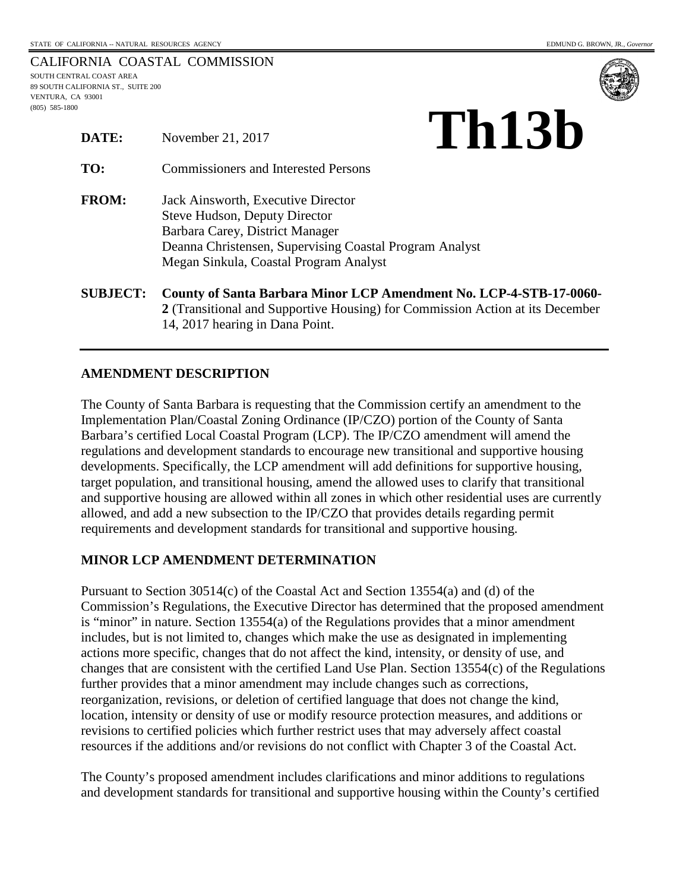STATE OF CALIFORNIA -- NATURAL RESOURCES AGENCY EDMUND G. BROWN, JR., *Governor*

CALIFORNIA COASTAL COMMISSION
SOUTH CENTRAL COAST AREA
89 SOUTH CALIFORNIA ST., SUITE 200
VENTURA, CA 93001
(805) 585-1800

# Th13b

**DATE:** November 21, 2017

**TO:** Commissioners and Interested Persons

**FROM:** Jack Ainsworth, Executive Director
Steve Hudson, Deputy Director
Barbara Carey, District Manager
Deanna Christensen, Supervising Coastal Program Analyst
Megan Sinkula, Coastal Program Analyst

**SUBJECT:** **County of Santa Barbara Minor LCP Amendment No. LCP-4-STB-17-0060-2** (Transitional and Supportive Housing) for Commission Action at its December 14, 2017 hearing in Dana Point.

---

## AMENDMENT DESCRIPTION

The County of Santa Barbara is requesting that the Commission certify an amendment to the Implementation Plan/Coastal Zoning Ordinance (IP/CZO) portion of the County of Santa Barbara's certified Local Coastal Program (LCP). The IP/CZO amendment will amend the regulations and development standards to encourage new transitional and supportive housing developments. Specifically, the LCP amendment will add definitions for supportive housing, target population, and transitional housing, amend the allowed uses to clarify that transitional and supportive housing are allowed within all zones in which other residential uses are currently allowed, and add a new subsection to the IP/CZO that provides details regarding permit requirements and development standards for transitional and supportive housing.

## MINOR LCP AMENDMENT DETERMINATION

Pursuant to Section 30514(c) of the Coastal Act and Section 13554(a) and (d) of the Commission's Regulations, the Executive Director has determined that the proposed amendment is "minor" in nature. Section 13554(a) of the Regulations provides that a minor amendment includes, but is not limited to, changes which make the use as designated in implementing actions more specific, changes that do not affect the kind, intensity, or density of use, and changes that are consistent with the certified Land Use Plan. Section 13554(c) of the Regulations further provides that a minor amendment may include changes such as corrections, reorganization, revisions, or deletion of certified language that does not change the kind, location, intensity or density of use or modify resource protection measures, and additions or revisions to certified policies which further restrict uses that may adversely affect coastal resources if the additions and/or revisions do not conflict with Chapter 3 of the Coastal Act.

The County's proposed amendment includes clarifications and minor additions to regulations and development standards for transitional and supportive housing within the County's certified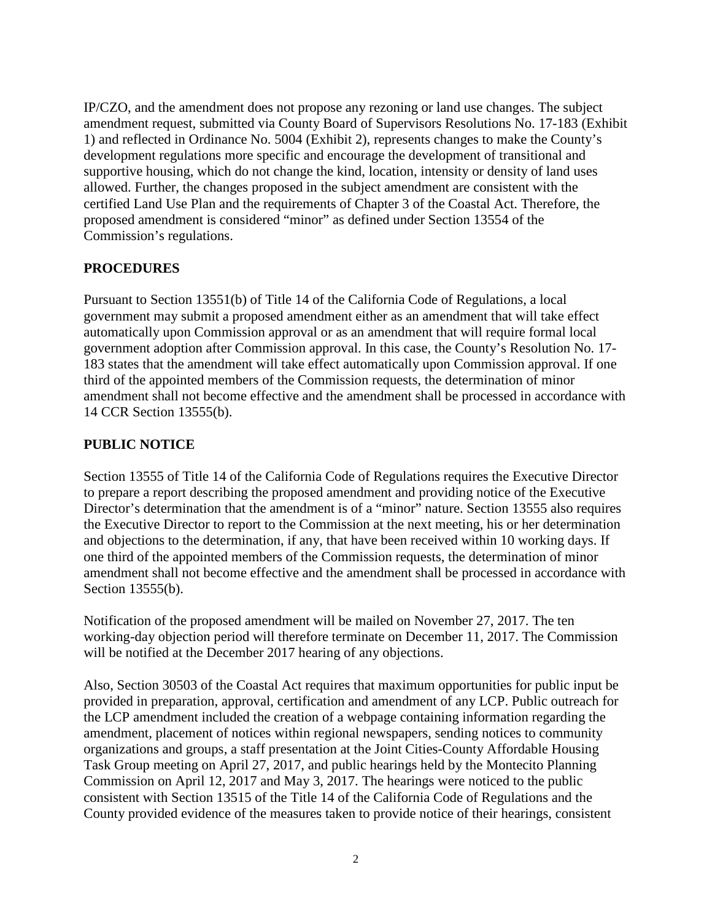IP/CZO, and the amendment does not propose any rezoning or land use changes. The subject amendment request, submitted via County Board of Supervisors Resolutions No. 17-183 (Exhibit 1) and reflected in Ordinance No. 5004 (Exhibit 2), represents changes to make the County's development regulations more specific and encourage the development of transitional and supportive housing, which do not change the kind, location, intensity or density of land uses allowed. Further, the changes proposed in the subject amendment are consistent with the certified Land Use Plan and the requirements of Chapter 3 of the Coastal Act. Therefore, the proposed amendment is considered "minor" as defined under Section 13554 of the Commission's regulations.

## PROCEDURES

Pursuant to Section 13551(b) of Title 14 of the California Code of Regulations, a local government may submit a proposed amendment either as an amendment that will take effect automatically upon Commission approval or as an amendment that will require formal local government adoption after Commission approval. In this case, the County's Resolution No. 17-183 states that the amendment will take effect automatically upon Commission approval. If one third of the appointed members of the Commission requests, the determination of minor amendment shall not become effective and the amendment shall be processed in accordance with 14 CCR Section 13555(b).

## PUBLIC NOTICE

Section 13555 of Title 14 of the California Code of Regulations requires the Executive Director to prepare a report describing the proposed amendment and providing notice of the Executive Director's determination that the amendment is of a "minor" nature. Section 13555 also requires the Executive Director to report to the Commission at the next meeting, his or her determination and objections to the determination, if any, that have been received within 10 working days. If one third of the appointed members of the Commission requests, the determination of minor amendment shall not become effective and the amendment shall be processed in accordance with Section 13555(b).

Notification of the proposed amendment will be mailed on November 27, 2017. The ten working-day objection period will therefore terminate on December 11, 2017. The Commission will be notified at the December 2017 hearing of any objections.

Also, Section 30503 of the Coastal Act requires that maximum opportunities for public input be provided in preparation, approval, certification and amendment of any LCP. Public outreach for the LCP amendment included the creation of a webpage containing information regarding the amendment, placement of notices within regional newspapers, sending notices to community organizations and groups, a staff presentation at the Joint Cities-County Affordable Housing Task Group meeting on April 27, 2017, and public hearings held by the Montecito Planning Commission on April 12, 2017 and May 3, 2017. The hearings were noticed to the public consistent with Section 13515 of the Title 14 of the California Code of Regulations and the County provided evidence of the measures taken to provide notice of their hearings, consistent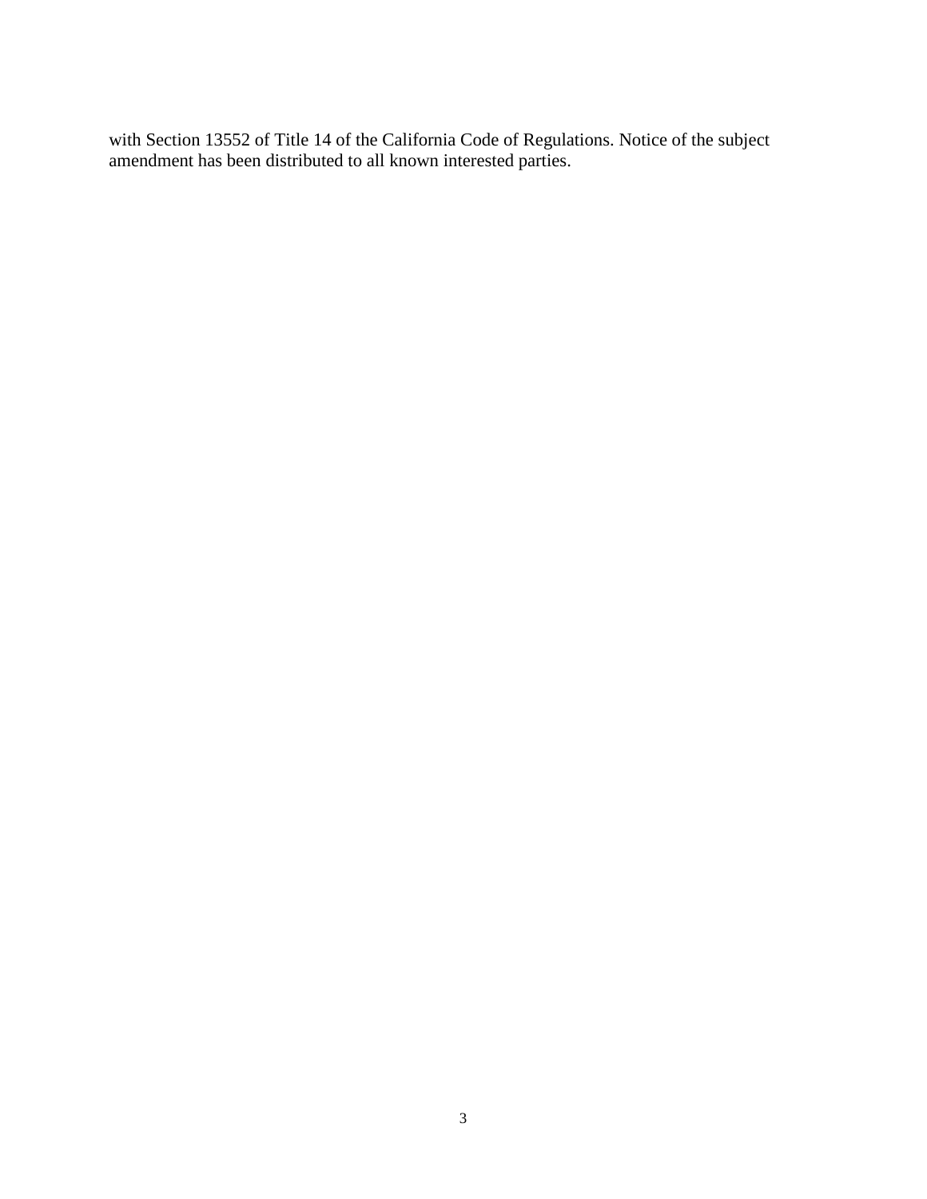with Section 13552 of Title 14 of the California Code of Regulations. Notice of the subject amendment has been distributed to all known interested parties.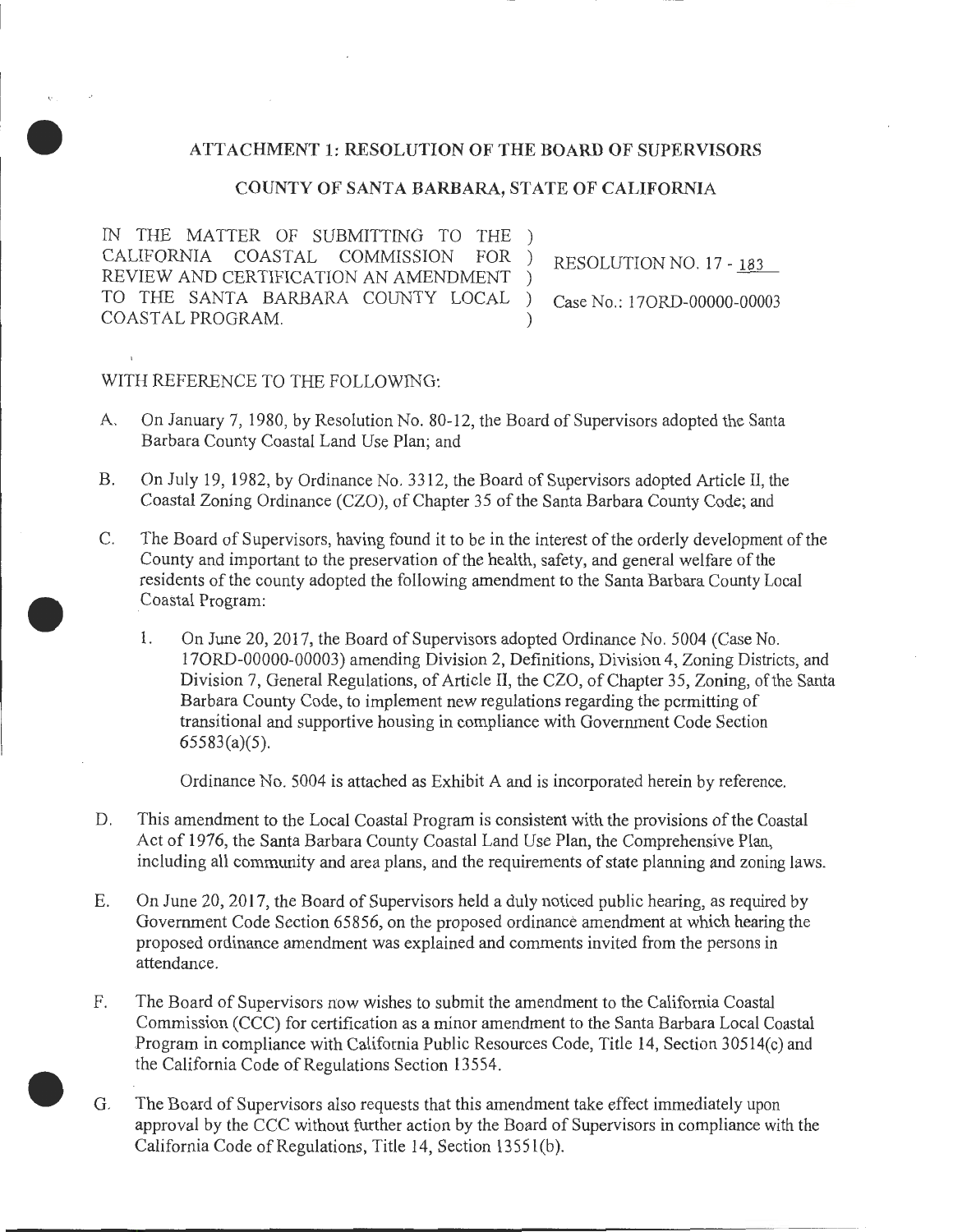## ATTACHMENT 1: RESOLUTION OF THE BOARD OF SUPERVISORS

## COUNTY OF SANTA BARBARA, STATE OF CALIFORNIA

| | |
|---|---|
| IN THE MATTER OF SUBMITTING TO THE CALIFORNIA COASTAL COMMISSION FOR REVIEW AND CERTIFICATION AN AMENDMENT TO THE SANTA BARBARA COUNTY LOCAL COASTAL PROGRAM. | RESOLUTION NO. 17 - 183<br><br>Case No.: 17ORD-00000-00003 |

WITH REFERENCE TO THE FOLLOWING:

A. On January 7, 1980, by Resolution No. 80-12, the Board of Supervisors adopted the Santa Barbara County Coastal Land Use Plan; and

B. On July 19, 1982, by Ordinance No. 3312, the Board of Supervisors adopted Article II, the Coastal Zoning Ordinance (CZO), of Chapter 35 of the Santa Barbara County Code; and

C. The Board of Supervisors, having found it to be in the interest of the orderly development of the County and important to the preservation of the health, safety, and general welfare of the residents of the county adopted the following amendment to the Santa Barbara County Local Coastal Program:

   1. On June 20, 2017, the Board of Supervisors adopted Ordinance No. 5004 (Case No. 17ORD-00000-00003) amending Division 2, Definitions, Division 4, Zoning Districts, and Division 7, General Regulations, of Article II, the CZO, of Chapter 35, Zoning, of the Santa Barbara County Code, to implement new regulations regarding the permitting of transitional and supportive housing in compliance with Government Code Section 65583(a)(5).

   Ordinance No. 5004 is attached as Exhibit A and is incorporated herein by reference.

D. This amendment to the Local Coastal Program is consistent with the provisions of the Coastal Act of 1976, the Santa Barbara County Coastal Land Use Plan, the Comprehensive Plan, including all community and area plans, and the requirements of state planning and zoning laws.

E. On June 20, 2017, the Board of Supervisors held a duly noticed public hearing, as required by Government Code Section 65856, on the proposed ordinance amendment at which hearing the proposed ordinance amendment was explained and comments invited from the persons in attendance.

F. The Board of Supervisors now wishes to submit the amendment to the California Coastal Commission (CCC) for certification as a minor amendment to the Santa Barbara Local Coastal Program in compliance with California Public Resources Code, Title 14, Section 30514(c) and the California Code of Regulations Section 13554.

G. The Board of Supervisors also requests that this amendment take effect immediately upon approval by the CCC without further action by the Board of Supervisors in compliance with the California Code of Regulations, Title 14, Section 13551(b).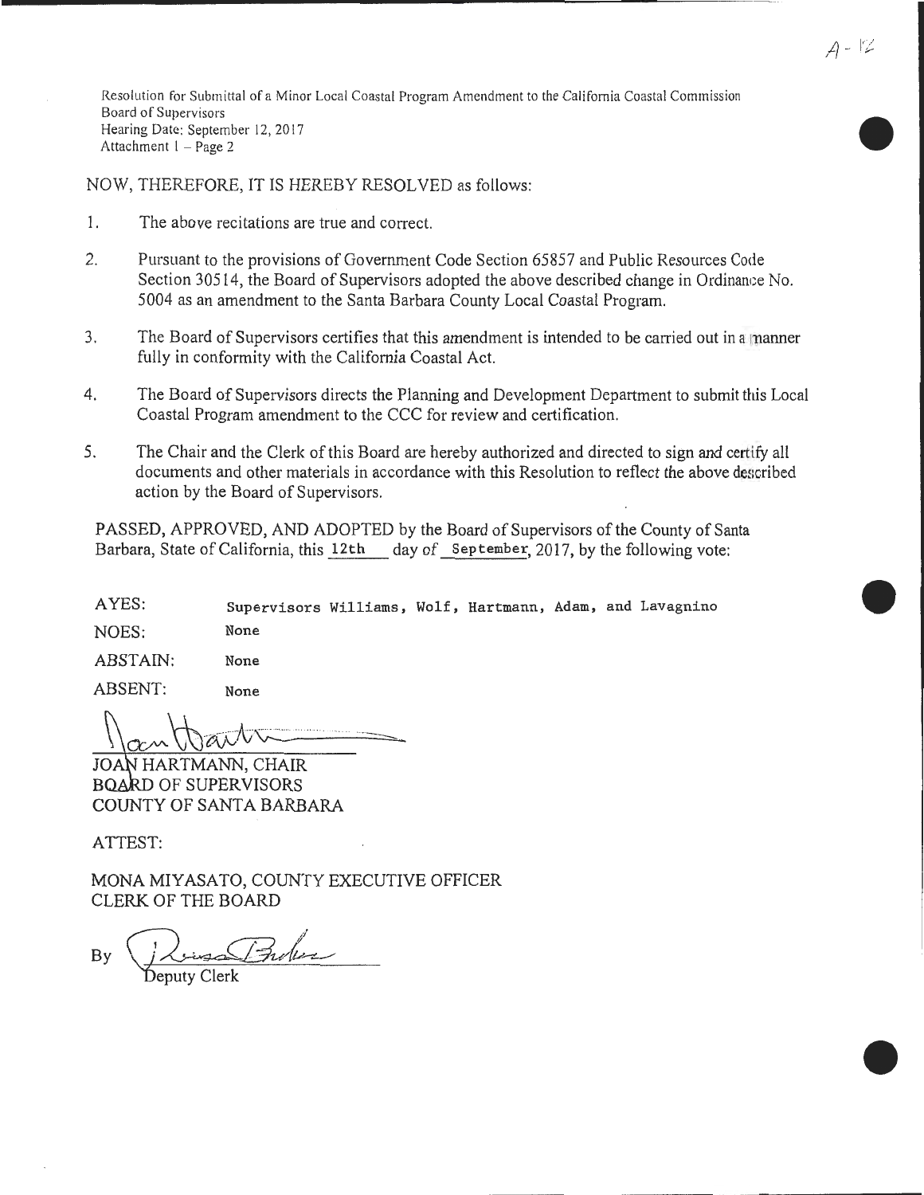Resolution for Submittal of a Minor Local Coastal Program Amendment to the California Coastal Commission
Board of Supervisors
Hearing Date: September 12, 2017
Attachment 1 – Page 2

NOW, THEREFORE, IT IS HEREBY RESOLVED as follows:

1. The above recitations are true and correct.

2. Pursuant to the provisions of Government Code Section 65857 and Public Resources Code Section 30514, the Board of Supervisors adopted the above described change in Ordinance No. 5004 as an amendment to the Santa Barbara County Local Coastal Program.

3. The Board of Supervisors certifies that this amendment is intended to be carried out in a manner fully in conformity with the California Coastal Act.

4. The Board of Supervisors directs the Planning and Development Department to submit this Local Coastal Program amendment to the CCC for review and certification.

5. The Chair and the Clerk of this Board are hereby authorized and directed to sign and certify all documents and other materials in accordance with this Resolution to reflect the above described action by the Board of Supervisors.

PASSED, APPROVED, AND ADOPTED by the Board of Supervisors of the County of Santa Barbara, State of California, this 12th day of September, 2017, by the following vote:

AYES: Supervisors Williams, Wolf, Hartmann, Adam, and Lavagnino

NOES: None

ABSTAIN: None

ABSENT: None

JOAN HARTMANN, CHAIR
BOARD OF SUPERVISORS
COUNTY OF SANTA BARBARA

ATTEST:

MONA MIYASATO, COUNTY EXECUTIVE OFFICER
CLERK OF THE BOARD

By
Deputy Clerk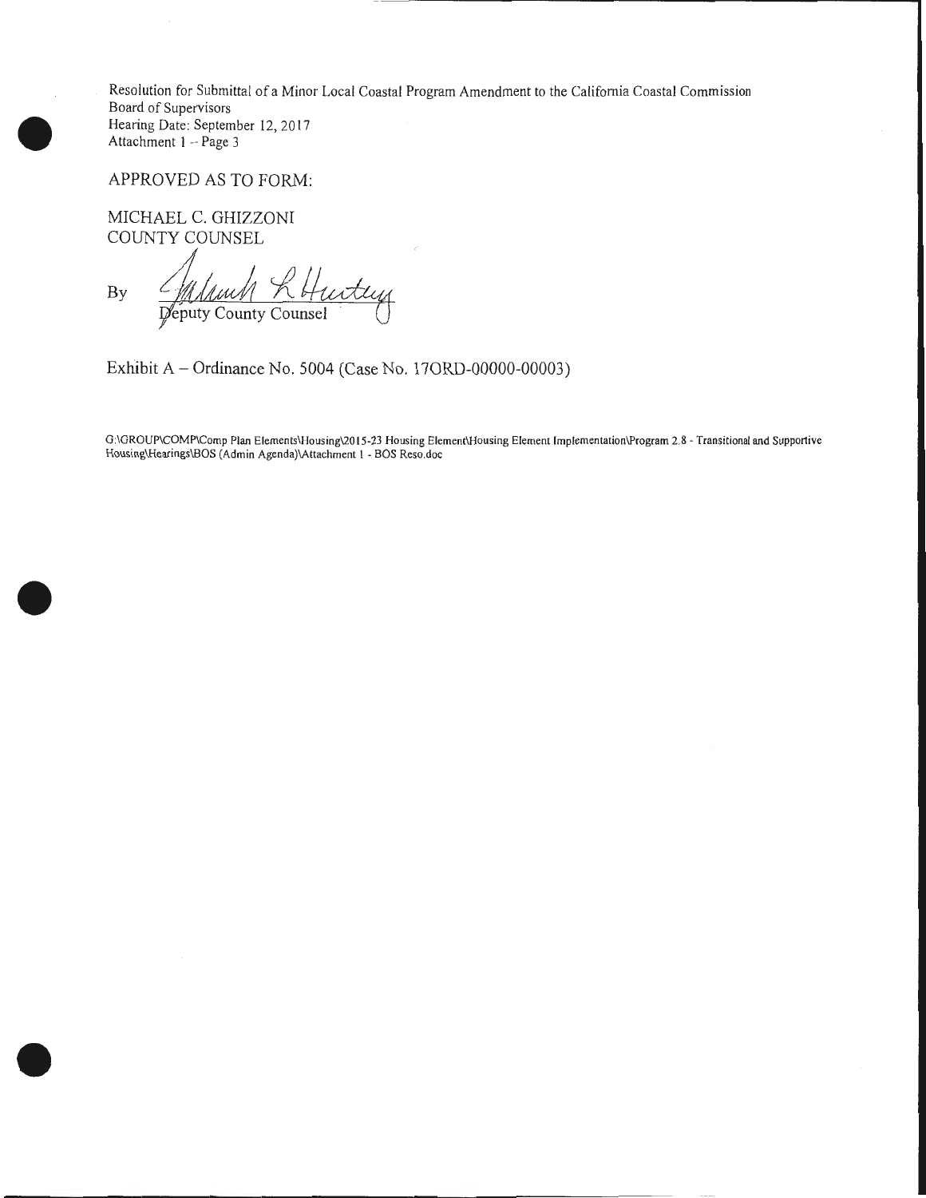Resolution for Submittal of a Minor Local Coastal Program Amendment to the California Coastal Commission
Board of Supervisors
Hearing Date: September 12, 2017
Attachment 1 – Page 3

APPROVED AS TO FORM:

MICHAEL C. GHIZZONI
COUNTY COUNSEL

By ______________________
Deputy County Counsel

Exhibit A – Ordinance No. 5004 (Case No. 17ORD-00000-00003)

G:\GROUP\COMP\Comp Plan Elements\Housing\2015-23 Housing Element\Housing Element Implementation\Program 2.8 - Transitional and Supportive Housing\Hearings\BOS (Admin Agenda)\Attachment 1 - BOS Reso.doc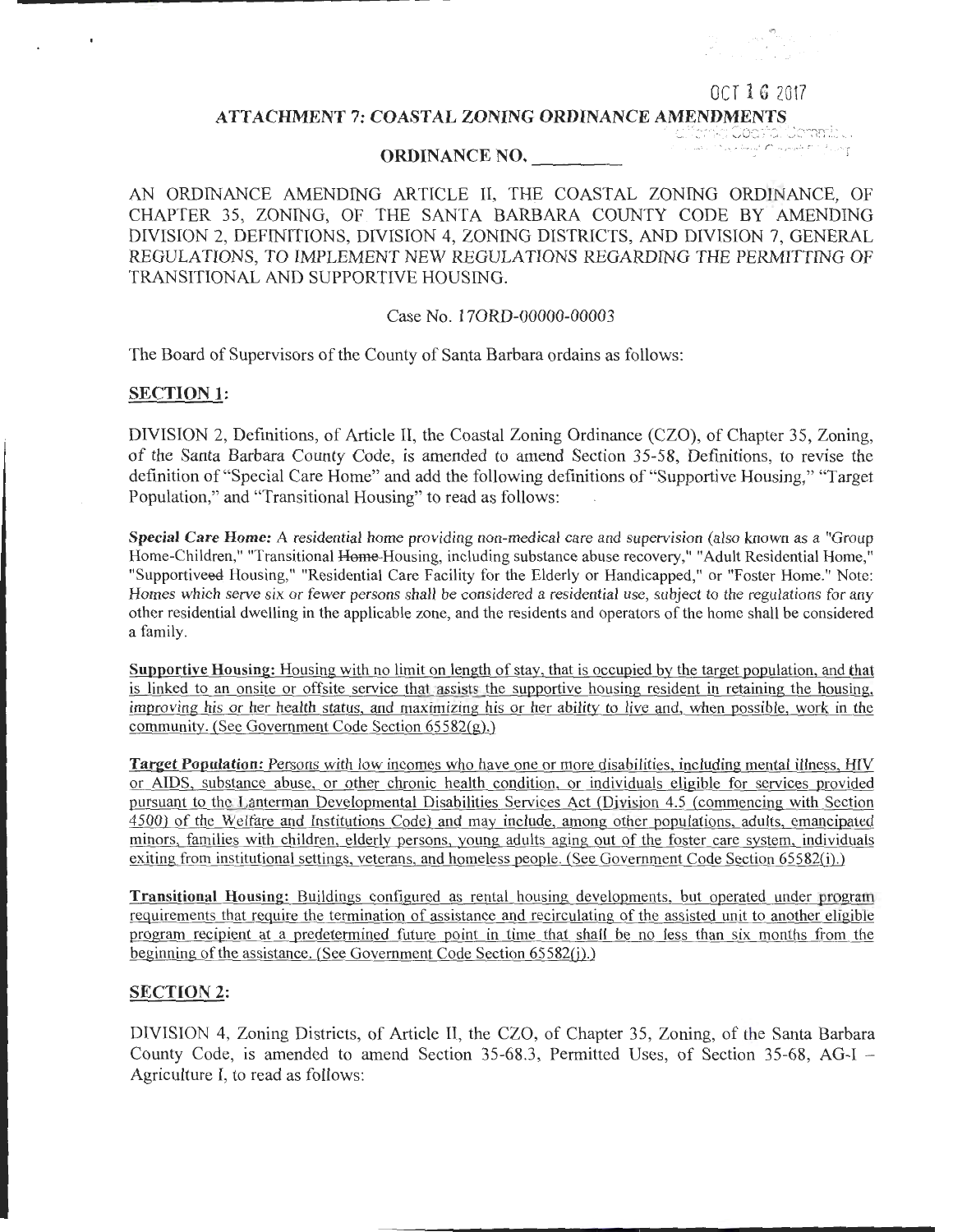OCT 16 2017

**ATTACHMENT 7: COASTAL ZONING ORDINANCE AMENDMENTS**

**ORDINANCE NO. \_\_\_\_\_\_\_\_\_\_**

AN ORDINANCE AMENDING ARTICLE II, THE COASTAL ZONING ORDINANCE, OF CHAPTER 35, ZONING, OF THE SANTA BARBARA COUNTY CODE BY AMENDING DIVISION 2, DEFINITIONS, DIVISION 4, ZONING DISTRICTS, AND DIVISION 7, GENERAL REGULATIONS, TO IMPLEMENT NEW REGULATIONS REGARDING THE PERMITTING OF TRANSITIONAL AND SUPPORTIVE HOUSING.

Case No. 17ORD-00000-00003

The Board of Supervisors of the County of Santa Barbara ordains as follows:

**SECTION 1:**

DIVISION 2, Definitions, of Article II, the Coastal Zoning Ordinance (CZO), of Chapter 35, Zoning, of the Santa Barbara County Code, is amended to amend Section 35-58, Definitions, to revise the definition of "Special Care Home" and add the following definitions of "Supportive Housing," "Target Population," and "Transitional Housing" to read as follows:

***Special Care Home:*** *A residential home providing non-medical care and supervision (also known as a "Group Home-Children," "Transitional ~~Home~~ Housing, including substance abuse recovery," "Adult Residential Home," "Supportive~~ed~~ Housing," "Residential Care Facility for the Elderly or Handicapped," or "Foster Home." Note: Homes which serve six or fewer persons shall be considered a residential use, subject to the regulations for any other residential dwelling in the applicable zone, and the residents and operators of the home shall be considered a family.*

**Supportive Housing:** Housing with no limit on length of stay, that is occupied by the target population, and that is linked to an onsite or offsite service that assists the supportive housing resident in retaining the housing, improving his or her health status, and maximizing his or her ability to live and, when possible, work in the community. (See Government Code Section 65582(g).)

**Target Population:** Persons with low incomes who have one or more disabilities, including mental illness, HIV or AIDS, substance abuse, or other chronic health condition, or individuals eligible for services provided pursuant to the Lanterman Developmental Disabilities Services Act (Division 4.5 (commencing with Section 4500) of the Welfare and Institutions Code) and may include, among other populations, adults, emancipated minors, families with children, elderly persons, young adults aging out of the foster care system, individuals exiting from institutional settings, veterans, and homeless people. (See Government Code Section 65582(i).)

**Transitional Housing:** Buildings configured as rental housing developments, but operated under program requirements that require the termination of assistance and recirculating of the assisted unit to another eligible program recipient at a predetermined future point in time that shall be no less than six months from the beginning of the assistance. (See Government Code Section 65582(j).)

**SECTION 2:**

DIVISION 4, Zoning Districts, of Article II, the CZO, of Chapter 35, Zoning, of the Santa Barbara County Code, is amended to amend Section 35-68.3, Permitted Uses, of Section 35-68, AG-I – Agriculture I, to read as follows: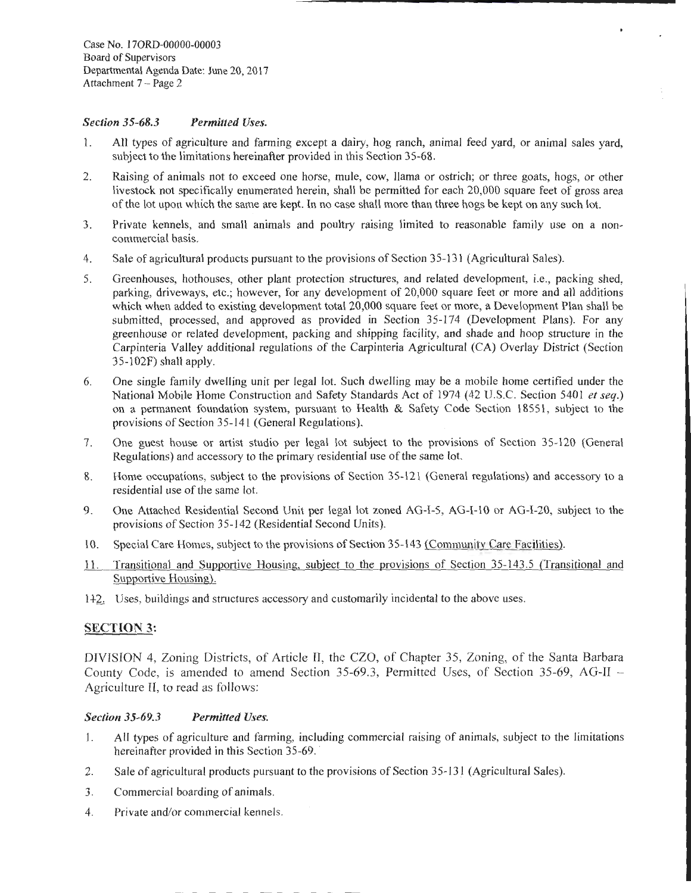Case No. 17ORD-00000-00003
Board of Supervisors
Departmental Agenda Date: June 20, 2017
Attachment 7 – Page 2

***Section 35-68.3 Permitted Uses.***

1. All types of agriculture and farming except a dairy, hog ranch, animal feed yard, or animal sales yard, subject to the limitations hereinafter provided in this Section 35-68.
2. Raising of animals not to exceed one horse, mule, cow, llama or ostrich; or three goats, hogs, or other livestock not specifically enumerated herein, shall be permitted for each 20,000 square feet of gross area of the lot upon which the same are kept. In no case shall more than three hogs be kept on any such lot.
3. Private kennels, and small animals and poultry raising limited to reasonable family use on a non-commercial basis.
4. Sale of agricultural products pursuant to the provisions of Section 35-131 (Agricultural Sales).
5. Greenhouses, hothouses, other plant protection structures, and related development, i.e., packing shed, parking, driveways, etc.; however, for any development of 20,000 square feet or more and all additions which when added to existing development total 20,000 square feet or more, a Development Plan shall be submitted, processed, and approved as provided in Section 35-174 (Development Plans). For any greenhouse or related development, packing and shipping facility, and shade and hoop structure in the Carpinteria Valley additional regulations of the Carpinteria Agricultural (CA) Overlay District (Section 35-102F) shall apply.
6. One single family dwelling unit per legal lot. Such dwelling may be a mobile home certified under the National Mobile Home Construction and Safety Standards Act of 1974 (42 U.S.C. Section 5401 *et seq.*) on a permanent foundation system, pursuant to Health & Safety Code Section 18551, subject to the provisions of Section 35-141 (General Regulations).
7. One guest house or artist studio per legal lot subject to the provisions of Section 35-120 (General Regulations) and accessory to the primary residential use of the same lot.
8. Home occupations, subject to the provisions of Section 35-121 (General regulations) and accessory to a residential use of the same lot.
9. One Attached Residential Second Unit per legal lot zoned AG-I-5, AG-I-10 or AG-I-20, subject to the provisions of Section 35-142 (Residential Second Units).
10. Special Care Homes, subject to the provisions of Section 35-143 (Community Care Facilities).
11. Transitional and Supportive Housing, subject to the provisions of Section 35-143.5 (Transitional and Supportive Housing).
112. Uses, buildings and structures accessory and customarily incidental to the above uses.

## SECTION 3:

DIVISION 4, Zoning Districts, of Article II, the CZO, of Chapter 35, Zoning, of the Santa Barbara County Code, is amended to amend Section 35-69.3, Permitted Uses, of Section 35-69, AG-II – Agriculture II, to read as follows:

***Section 35-69.3 Permitted Uses.***

1. All types of agriculture and farming, including commercial raising of animals, subject to the limitations hereinafter provided in this Section 35-69.
2. Sale of agricultural products pursuant to the provisions of Section 35-131 (Agricultural Sales).
3. Commercial boarding of animals.
4. Private and/or commercial kennels.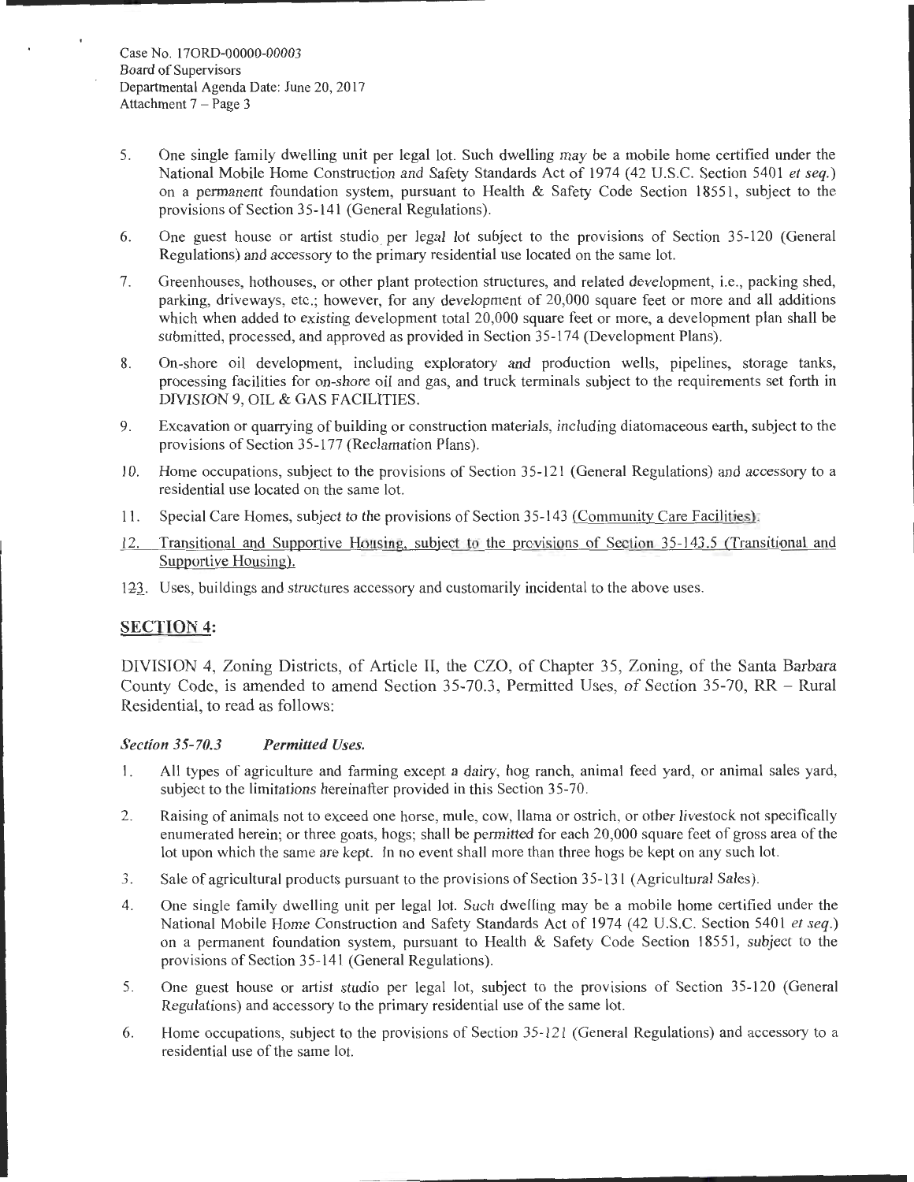5. One single family dwelling unit per legal lot. Such dwelling may be a mobile home certified under the National Mobile Home Construction and Safety Standards Act of 1974 (42 U.S.C. Section 5401 *et seq.*) on a permanent foundation system, pursuant to Health & Safety Code Section 18551, subject to the provisions of Section 35-141 (General Regulations).

6. One guest house or artist studio per legal lot subject to the provisions of Section 35-120 (General Regulations) and accessory to the primary residential use located on the same lot.

7. Greenhouses, hothouses, or other plant protection structures, and related development, i.e., packing shed, parking, driveways, etc.; however, for any development of 20,000 square feet or more and all additions which when added to existing development total 20,000 square feet or more, a development plan shall be submitted, processed, and approved as provided in Section 35-174 (Development Plans).

8. On-shore oil development, including exploratory and production wells, pipelines, storage tanks, processing facilities for on-shore oil and gas, and truck terminals subject to the requirements set forth in DIVISION 9, OIL & GAS FACILITIES.

9. Excavation or quarrying of building or construction materials, including diatomaceous earth, subject to the provisions of Section 35-177 (Reclamation Plans).

10. Home occupations, subject to the provisions of Section 35-121 (General Regulations) and accessory to a residential use located on the same lot.

11. Special Care Homes, subject to the provisions of Section 35-143 (Community Care Facilities).

12. Transitional and Supportive Housing, subject to the provisions of Section 35-143.5 (Transitional and Supportive Housing).

123. Uses, buildings and structures accessory and customarily incidental to the above uses.

## SECTION 4:

DIVISION 4, Zoning Districts, of Article II, the CZO, of Chapter 35, Zoning, of the Santa Barbara County Code, is amended to amend Section 35-70.3, Permitted Uses, of Section 35-70, RR – Rural Residential, to read as follows:

***Section 35-70.3 Permitted Uses.***

1. All types of agriculture and farming except a dairy, hog ranch, animal feed yard, or animal sales yard, subject to the limitations hereinafter provided in this Section 35-70.

2. Raising of animals not to exceed one horse, mule, cow, llama or ostrich, or other livestock not specifically enumerated herein; or three goats, hogs; shall be permitted for each 20,000 square feet of gross area of the lot upon which the same are kept. In no event shall more than three hogs be kept on any such lot.

3. Sale of agricultural products pursuant to the provisions of Section 35-131 (Agricultural Sales).

4. One single family dwelling unit per legal lot. Such dwelling may be a mobile home certified under the National Mobile Home Construction and Safety Standards Act of 1974 (42 U.S.C. Section 5401 *et seq.*) on a permanent foundation system, pursuant to Health & Safety Code Section 18551, subject to the provisions of Section 35-141 (General Regulations).

5. One guest house or artist studio per legal lot, subject to the provisions of Section 35-120 (General Regulations) and accessory to the primary residential use of the same lot.

6. Home occupations, subject to the provisions of Section 35-121 (General Regulations) and accessory to a residential use of the same lot.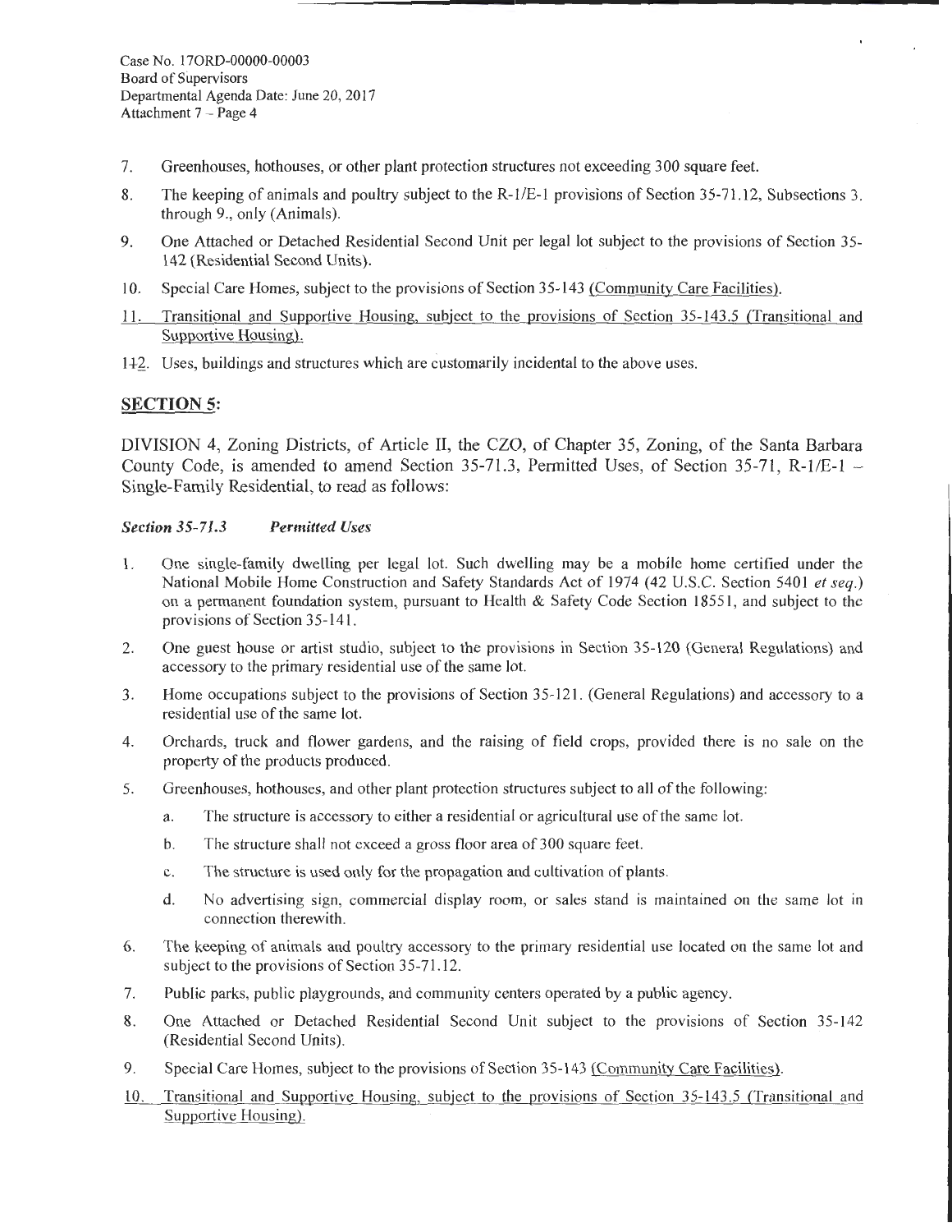7. Greenhouses, hothouses, or other plant protection structures not exceeding 300 square feet.
8. The keeping of animals and poultry subject to the R-1/E-1 provisions of Section 35-71.12, Subsections 3. through 9., only (Animals).
9. One Attached or Detached Residential Second Unit per legal lot subject to the provisions of Section 35-142 (Residential Second Units).
10. Special Care Homes, subject to the provisions of Section 35-143 (Community Care Facilities).
11. Transitional and Supportive Housing, subject to the provisions of Section 35-143.5 (Transitional and Supportive Housing).
~~11~~12. Uses, buildings and structures which are customarily incidental to the above uses.

## SECTION 5:

DIVISION 4, Zoning Districts, of Article II, the CZO, of Chapter 35, Zoning, of the Santa Barbara County Code, is amended to amend Section 35-71.3, Permitted Uses, of Section 35-71, R-1/E-1 – Single-Family Residential, to read as follows:

***Section 35-71.3 Permitted Uses***

1. One single-family dwelling per legal lot. Such dwelling may be a mobile home certified under the National Mobile Home Construction and Safety Standards Act of 1974 (42 U.S.C. Section 5401 *et seq.*) on a permanent foundation system, pursuant to Health & Safety Code Section 18551, and subject to the provisions of Section 35-141.
2. One guest house or artist studio, subject to the provisions in Section 35-120 (General Regulations) and accessory to the primary residential use of the same lot.
3. Home occupations subject to the provisions of Section 35-121. (General Regulations) and accessory to a residential use of the same lot.
4. Orchards, truck and flower gardens, and the raising of field crops, provided there is no sale on the property of the products produced.
5. Greenhouses, hothouses, and other plant protection structures subject to all of the following:
   a. The structure is accessory to either a residential or agricultural use of the same lot.
   b. The structure shall not exceed a gross floor area of 300 square feet.
   c. The structure is used only for the propagation and cultivation of plants.
   d. No advertising sign, commercial display room, or sales stand is maintained on the same lot in connection therewith.
6. The keeping of animals and poultry accessory to the primary residential use located on the same lot and subject to the provisions of Section 35-71.12.
7. Public parks, public playgrounds, and community centers operated by a public agency.
8. One Attached or Detached Residential Second Unit subject to the provisions of Section 35-142 (Residential Second Units).
9. Special Care Homes, subject to the provisions of Section 35-143 (Community Care Facilities).
10. Transitional and Supportive Housing, subject to the provisions of Section 35-143.5 (Transitional and Supportive Housing).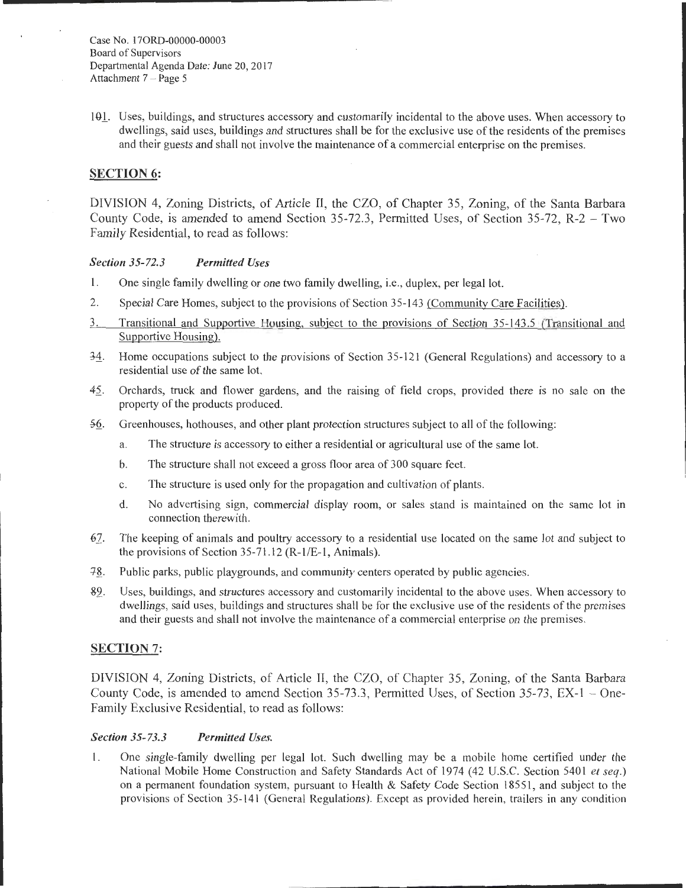101. Uses, buildings, and structures accessory and customarily incidental to the above uses. When accessory to dwellings, said uses, buildings and structures shall be for the exclusive use of the residents of the premises and their guests and shall not involve the maintenance of a commercial enterprise on the premises.

## SECTION 6:

DIVISION 4, Zoning Districts, of Article II, the CZO, of Chapter 35, Zoning, of the Santa Barbara County Code, is amended to amend Section 35-72.3, Permitted Uses, of Section 35-72, R-2 – Two Family Residential, to read as follows:

***Section 35-72.3 Permitted Uses***

1. One single family dwelling or one two family dwelling, i.e., duplex, per legal lot.
2. Special Care Homes, subject to the provisions of Section 35-143 (Community Care Facilities).
3. Transitional and Supportive Housing, subject to the provisions of Section 35-143.5 (Transitional and Supportive Housing).
34. Home occupations subject to the provisions of Section 35-121 (General Regulations) and accessory to a residential use of the same lot.
45. Orchards, truck and flower gardens, and the raising of field crops, provided there is no sale on the property of the products produced.
56. Greenhouses, hothouses, and other plant protection structures subject to all of the following:
   a. The structure is accessory to either a residential or agricultural use of the same lot.
   b. The structure shall not exceed a gross floor area of 300 square feet.
   c. The structure is used only for the propagation and cultivation of plants.
   d. No advertising sign, commercial display room, or sales stand is maintained on the same lot in connection therewith.
67. The keeping of animals and poultry accessory to a residential use located on the same lot and subject to the provisions of Section 35-71.12 (R-1/E-1, Animals).
78. Public parks, public playgrounds, and community centers operated by public agencies.
89. Uses, buildings, and structures accessory and customarily incidental to the above uses. When accessory to dwellings, said uses, buildings and structures shall be for the exclusive use of the residents of the premises and their guests and shall not involve the maintenance of a commercial enterprise on the premises.

## SECTION 7:

DIVISION 4, Zoning Districts, of Article II, the CZO, of Chapter 35, Zoning, of the Santa Barbara County Code, is amended to amend Section 35-73.3, Permitted Uses, of Section 35-73, EX-1 – One-Family Exclusive Residential, to read as follows:

***Section 35-73.3 Permitted Uses.***

1. One single-family dwelling per legal lot. Such dwelling may be a mobile home certified under the National Mobile Home Construction and Safety Standards Act of 1974 (42 U.S.C. Section 5401 *et seq.*) on a permanent foundation system, pursuant to Health & Safety Code Section 18551, and subject to the provisions of Section 35-141 (General Regulations). Except as provided herein, trailers in any condition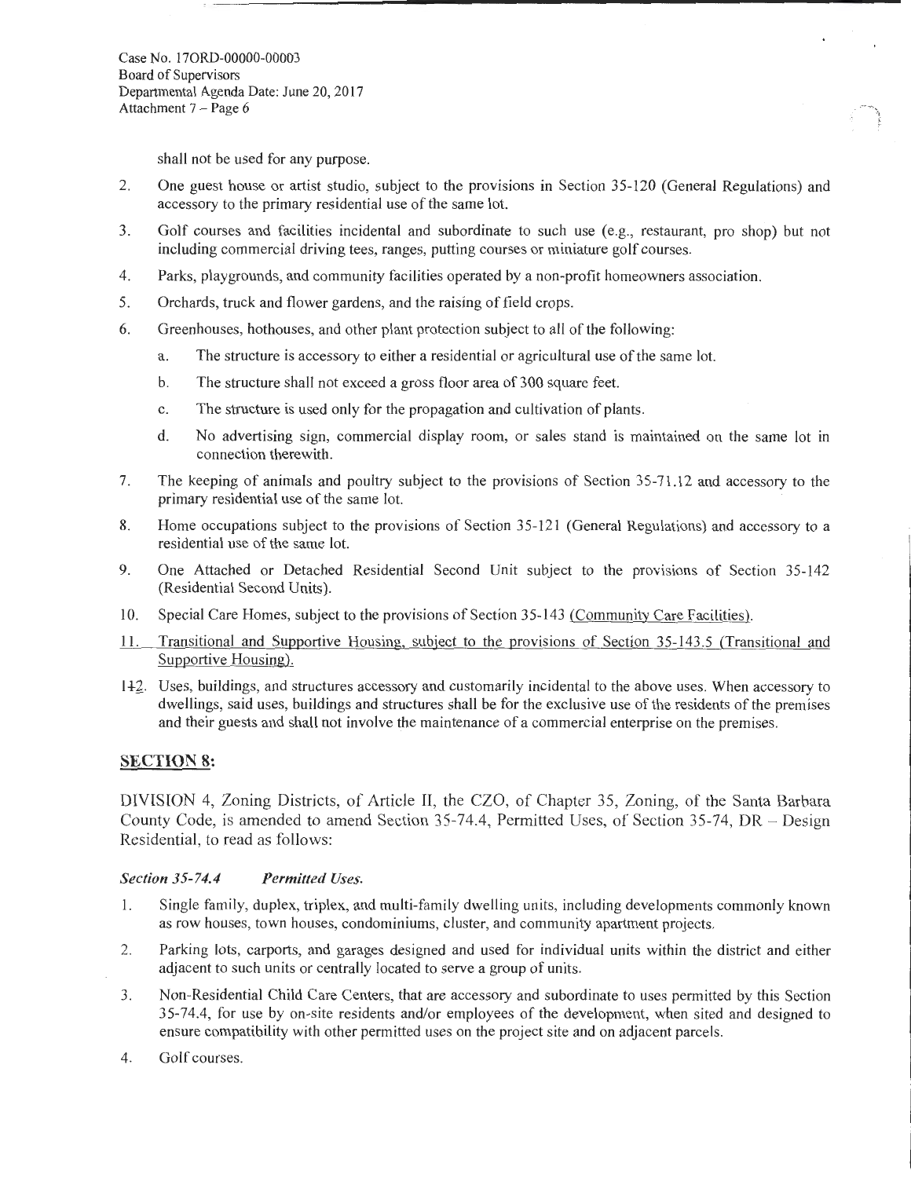shall not be used for any purpose.

2. One guest house or artist studio, subject to the provisions in Section 35-120 (General Regulations) and accessory to the primary residential use of the same lot.
3. Golf courses and facilities incidental and subordinate to such use (e.g., restaurant, pro shop) but not including commercial driving tees, ranges, putting courses or miniature golf courses.
4. Parks, playgrounds, and community facilities operated by a non-profit homeowners association.
5. Orchards, truck and flower gardens, and the raising of field crops.
6. Greenhouses, hothouses, and other plant protection subject to all of the following:
   a. The structure is accessory to either a residential or agricultural use of the same lot.
   b. The structure shall not exceed a gross floor area of 300 square feet.
   c. The structure is used only for the propagation and cultivation of plants.
   d. No advertising sign, commercial display room, or sales stand is maintained on the same lot in connection therewith.
7. The keeping of animals and poultry subject to the provisions of Section 35-71.12 and accessory to the primary residential use of the same lot.
8. Home occupations subject to the provisions of Section 35-121 (General Regulations) and accessory to a residential use of the same lot.
9. One Attached or Detached Residential Second Unit subject to the provisions of Section 35-142 (Residential Second Units).
10. Special Care Homes, subject to the provisions of Section 35-143 (Community Care Facilities).
11. Transitional and Supportive Housing, subject to the provisions of Section 35-143.5 (Transitional and Supportive Housing).
112. Uses, buildings, and structures accessory and customarily incidental to the above uses. When accessory to dwellings, said uses, buildings and structures shall be for the exclusive use of the residents of the premises and their guests and shall not involve the maintenance of a commercial enterprise on the premises.

## SECTION 8:

DIVISION 4, Zoning Districts, of Article II, the CZO, of Chapter 35, Zoning, of the Santa Barbara County Code, is amended to amend Section 35-74.4, Permitted Uses, of Section 35-74, DR – Design Residential, to read as follows:

***Section 35-74.4 Permitted Uses.***

1. Single family, duplex, triplex, and multi-family dwelling units, including developments commonly known as row houses, town houses, condominiums, cluster, and community apartment projects.
2. Parking lots, carports, and garages designed and used for individual units within the district and either adjacent to such units or centrally located to serve a group of units.
3. Non-Residential Child Care Centers, that are accessory and subordinate to uses permitted by this Section 35-74.4, for use by on-site residents and/or employees of the development, when sited and designed to ensure compatibility with other permitted uses on the project site and on adjacent parcels.
4. Golf courses.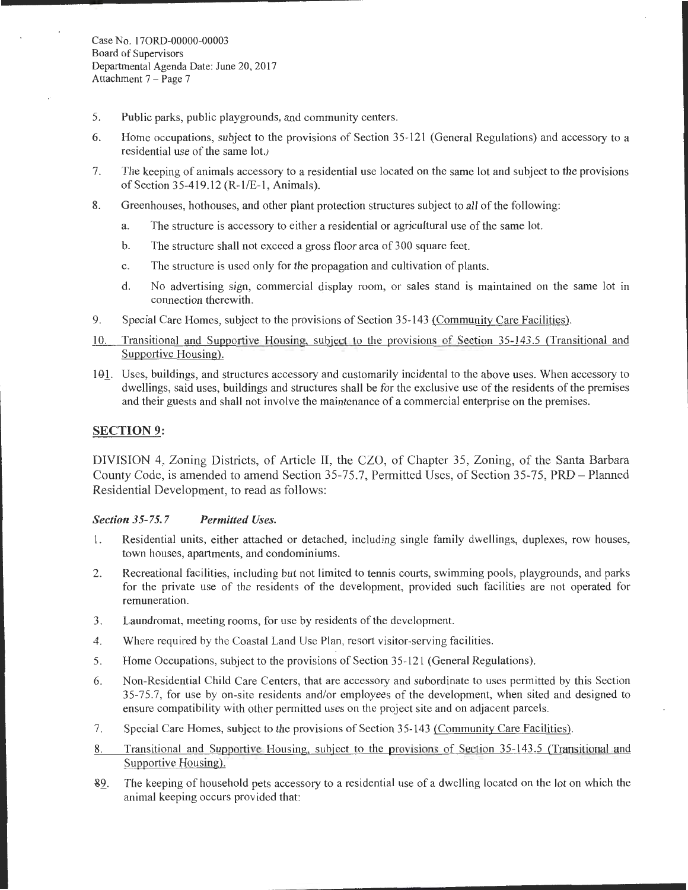5. Public parks, public playgrounds, and community centers.

6. Home occupations, subject to the provisions of Section 35-121 (General Regulations) and accessory to a residential use of the same lot.

7. The keeping of animals accessory to a residential use located on the same lot and subject to the provisions of Section 35-419.12 (R-1/E-1, Animals).

8. Greenhouses, hothouses, and other plant protection structures subject to *all* of the following:

   a. The structure is accessory to either a residential or agricultural use of the same lot.

   b. The structure shall not exceed a gross floor area of 300 square feet.

   c. The structure is used only for the propagation and cultivation of plants.

   d. No advertising sign, commercial display room, or sales stand is maintained on the same lot in connection therewith.

9. Special Care Homes, subject to the provisions of Section 35-143 (Community Care Facilities).

10. Transitional and Supportive Housing, subject to the provisions of Section 35-143.5 (Transitional and Supportive Housing).

101. Uses, buildings, and structures accessory and customarily incidental to the above uses. When accessory to dwellings, said uses, buildings and structures shall be for the exclusive use of the residents of the premises and their guests and shall not involve the maintenance of a commercial enterprise on the premises.

## SECTION 9:

DIVISION 4, Zoning Districts, of Article II, the CZO, of Chapter 35, Zoning, of the Santa Barbara County Code, is amended to amend Section 35-75.7, Permitted Uses, of Section 35-75, PRD – Planned Residential Development, to read as follows:

***Section 35-75.7 Permitted Uses.***

1. Residential units, either attached or detached, including single family dwellings, duplexes, row houses, town houses, apartments, and condominiums.

2. Recreational facilities, including but not limited to tennis courts, swimming pools, playgrounds, and parks for the private use of the residents of the development, provided such facilities are not operated for remuneration.

3. Laundromat, meeting rooms, for use by residents of the development.

4. Where required by the Coastal Land Use Plan, resort visitor-serving facilities.

5. Home Occupations, subject to the provisions of Section 35-121 (General Regulations).

6. Non-Residential Child Care Centers, that are accessory and subordinate to uses permitted by this Section 35-75.7, for use by on-site residents and/or employees of the development, when sited and designed to ensure compatibility with other permitted uses on the project site and on adjacent parcels.

7. Special Care Homes, subject to the provisions of Section 35-143 (Community Care Facilities).

8. Transitional and Supportive Housing, subject to the provisions of Section 35-143.5 (Transitional and Supportive Housing).

89. The keeping of household pets accessory to a residential use of a dwelling located on the lot on which the animal keeping occurs provided that: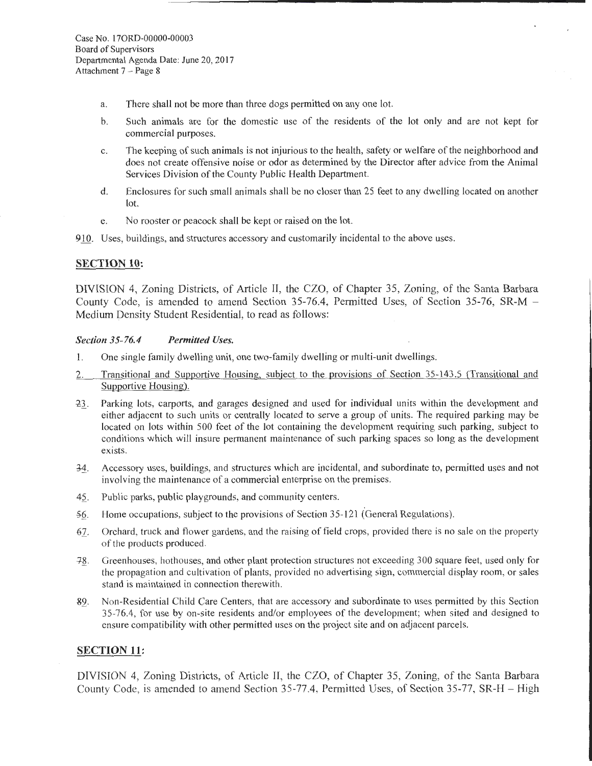a. There shall not be more than three dogs permitted on any one lot.

b. Such animals are for the domestic use of the residents of the lot only and are not kept for commercial purposes.

c. The keeping of such animals is not injurious to the health, safety or welfare of the neighborhood and does not create offensive noise or odor as determined by the Director after advice from the Animal Services Division of the County Public Health Department.

d. Enclosures for such small animals shall be no closer than 25 feet to any dwelling located on another lot.

e. No rooster or peacock shall be kept or raised on the lot.

910. Uses, buildings, and structures accessory and customarily incidental to the above uses.

## SECTION 10:

DIVISION 4, Zoning Districts, of Article II, the CZO, of Chapter 35, Zoning, of the Santa Barbara County Code, is amended to amend Section 35-76.4, Permitted Uses, of Section 35-76, SR-M – Medium Density Student Residential, to read as follows:

***Section 35-76.4 Permitted Uses.***

1. One single family dwelling unit, one two-family dwelling or multi-unit dwellings.

2. Transitional and Supportive Housing, subject to the provisions of Section 35-143.5 (Transitional and Supportive Housing).

23. Parking lots, carports, and garages designed and used for individual units within the development and either adjacent to such units or centrally located to serve a group of units. The required parking may be located on lots within 500 feet of the lot containing the development requiring such parking, subject to conditions which will insure permanent maintenance of such parking spaces so long as the development exists.

34. Accessory uses, buildings, and structures which are incidental, and subordinate to, permitted uses and not involving the maintenance of a commercial enterprise on the premises.

45. Public parks, public playgrounds, and community centers.

56. Home occupations, subject to the provisions of Section 35-121 (General Regulations).

67. Orchard, truck and flower gardens, and the raising of field crops, provided there is no sale on the property of the products produced.

78. Greenhouses, hothouses, and other plant protection structures not exceeding 300 square feet, used only for the propagation and cultivation of plants, provided no advertising sign, commercial display room, or sales stand is maintained in connection therewith.

89. Non-Residential Child Care Centers, that are accessory and subordinate to uses permitted by this Section 35-76.4, for use by on-site residents and/or employees of the development; when sited and designed to ensure compatibility with other permitted uses on the project site and on adjacent parcels.

## SECTION 11:

DIVISION 4, Zoning Districts, of Article II, the CZO, of Chapter 35, Zoning, of the Santa Barbara County Code, is amended to amend Section 35-77.4, Permitted Uses, of Section 35-77, SR-H – High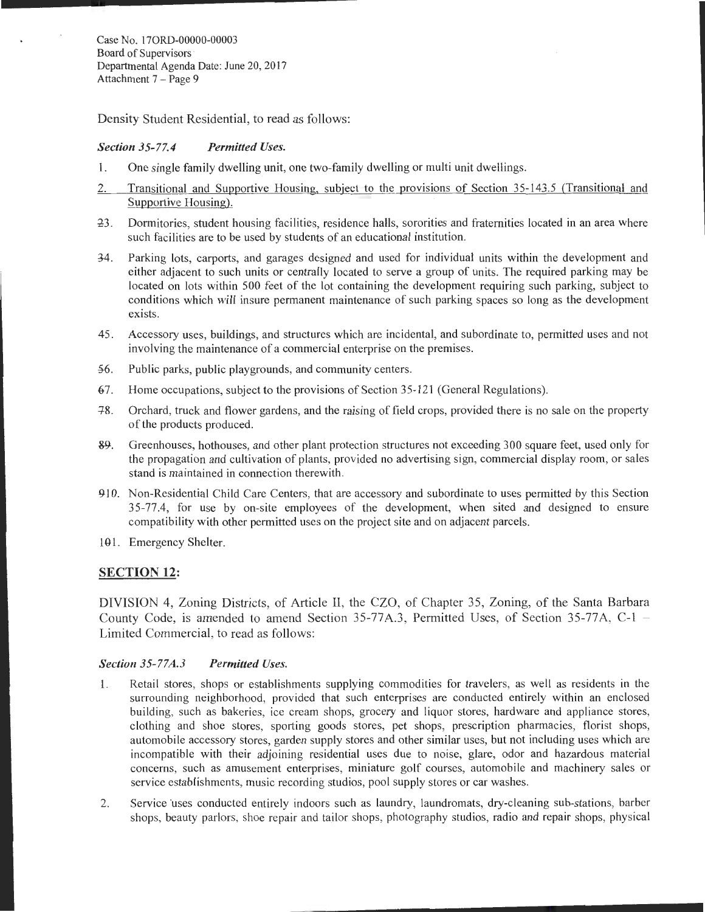Density Student Residential, to read as follows:

***Section 35-77.4 Permitted Uses.***

1. One single family dwelling unit, one two-family dwelling or multi unit dwellings.

2. Transitional and Supportive Housing, subject to the provisions of Section 35-143.5 (Transitional and Supportive Housing).

23. Dormitories, student housing facilities, residence halls, sororities and fraternities located in an area where such facilities are to be used by students of an educational institution.

34. Parking lots, carports, and garages designed and used for individual units within the development and either adjacent to such units or centrally located to serve a group of units. The required parking may be located on lots within 500 feet of the lot containing the development requiring such parking, subject to conditions which will insure permanent maintenance of such parking spaces so long as the development exists.

45. Accessory uses, buildings, and structures which are incidental, and subordinate to, permitted uses and not involving the maintenance of a commercial enterprise on the premises.

56. Public parks, public playgrounds, and community centers.

67. Home occupations, subject to the provisions of Section 35-121 (General Regulations).

78. Orchard, truck and flower gardens, and the raising of field crops, provided there is no sale on the property of the products produced.

89. Greenhouses, hothouses, and other plant protection structures not exceeding 300 square feet, used only for the propagation and cultivation of plants, provided no advertising sign, commercial display room, or sales stand is maintained in connection therewith.

910. Non-Residential Child Care Centers, that are accessory and subordinate to uses permitted by this Section 35-77.4, for use by on-site employees of the development, when sited and designed to ensure compatibility with other permitted uses on the project site and on adjacent parcels.

101. Emergency Shelter.

## SECTION 12:

DIVISION 4, Zoning Districts, of Article II, the CZO, of Chapter 35, Zoning, of the Santa Barbara County Code, is amended to amend Section 35-77A.3, Permitted Uses, of Section 35-77A, C-1 – Limited Commercial, to read as follows:

***Section 35-77A.3 Permitted Uses.***

1. Retail stores, shops or establishments supplying commodities for travelers, as well as residents in the surrounding neighborhood, provided that such enterprises are conducted entirely within an enclosed building, such as bakeries, ice cream shops, grocery and liquor stores, hardware and appliance stores, clothing and shoe stores, sporting goods stores, pet shops, prescription pharmacies, florist shops, automobile accessory stores, garden supply stores and other similar uses, but not including uses which are incompatible with their adjoining residential uses due to noise, glare, odor and hazardous material concerns, such as amusement enterprises, miniature golf courses, automobile and machinery sales or service establishments, music recording studios, pool supply stores or car washes.

2. Service uses conducted entirely indoors such as laundry, laundromats, dry-cleaning sub-stations, barber shops, beauty parlors, shoe repair and tailor shops, photography studios, radio and repair shops, physical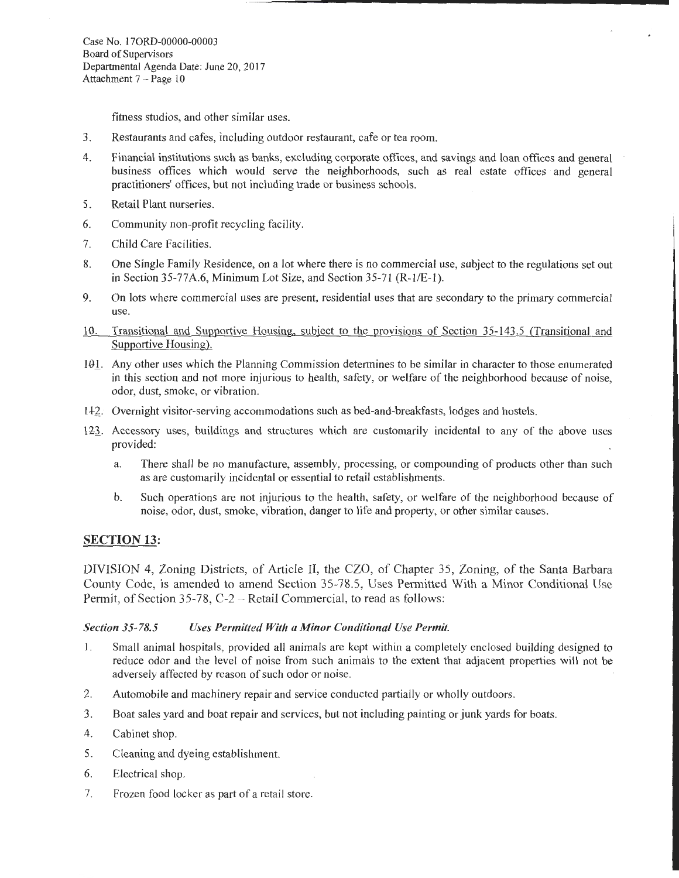fitness studios, and other similar uses.

3. Restaurants and cafes, including outdoor restaurant, cafe or tea room.

4. Financial institutions such as banks, excluding corporate offices, and savings and loan offices and general business offices which would serve the neighborhoods, such as real estate offices and general practitioners' offices, but not including trade or business schools.

5. Retail Plant nurseries.

6. Community non-profit recycling facility.

7. Child Care Facilities.

8. One Single Family Residence, on a lot where there is no commercial use, subject to the regulations set out in Section 35-77A.6, Minimum Lot Size, and Section 35-71 (R-1/E-1).

9. On lots where commercial uses are present, residential uses that are secondary to the primary commercial use.

10. Transitional and Supportive Housing, subject to the provisions of Section 35-143.5 (Transitional and Supportive Housing).

101. Any other uses which the Planning Commission determines to be similar in character to those enumerated in this section and not more injurious to health, safety, or welfare of the neighborhood because of noise, odor, dust, smoke, or vibration.

112. Overnight visitor-serving accommodations such as bed-and-breakfasts, lodges and hostels.

123. Accessory uses, buildings and structures which are customarily incidental to any of the above uses provided:

   a. There shall be no manufacture, assembly, processing, or compounding of products other than such as are customarily incidental or essential to retail establishments.

   b. Such operations are not injurious to the health, safety, or welfare of the neighborhood because of noise, odor, dust, smoke, vibration, danger to life and property, or other similar causes.

## SECTION 13:

DIVISION 4, Zoning Districts, of Article II, the CZO, of Chapter 35, Zoning, of the Santa Barbara County Code, is amended to amend Section 35-78.5, Uses Permitted With a Minor Conditional Use Permit, of Section 35-78, C-2 – Retail Commercial, to read as follows:

***Section 35-78.5 Uses Permitted With a Minor Conditional Use Permit.***

1. Small animal hospitals, provided all animals are kept within a completely enclosed building designed to reduce odor and the level of noise from such animals to the extent that adjacent properties will not be adversely affected by reason of such odor or noise.

2. Automobile and machinery repair and service conducted partially or wholly outdoors.

3. Boat sales yard and boat repair and services, but not including painting or junk yards for boats.

4. Cabinet shop.

5. Cleaning and dyeing establishment.

6. Electrical shop.

7. Frozen food locker as part of a retail store.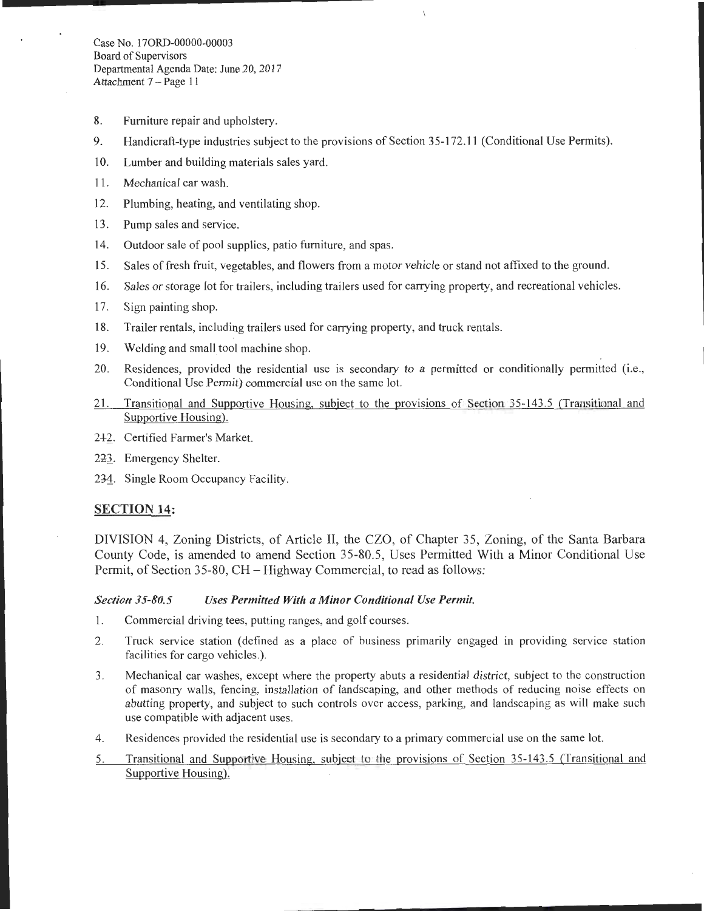8. Furniture repair and upholstery.
9. Handicraft-type industries subject to the provisions of Section 35-172.11 (Conditional Use Permits).
10. Lumber and building materials sales yard.
11. Mechanical car wash.
12. Plumbing, heating, and ventilating shop.
13. Pump sales and service.
14. Outdoor sale of pool supplies, patio furniture, and spas.
15. Sales of fresh fruit, vegetables, and flowers from a motor vehicle or stand not affixed to the ground.
16. Sales or storage lot for trailers, including trailers used for carrying property, and recreational vehicles.
17. Sign painting shop.
18. Trailer rentals, including trailers used for carrying property, and truck rentals.
19. Welding and small tool machine shop.
20. Residences, provided the residential use is secondary to a permitted or conditionally permitted (i.e., Conditional Use Permit) commercial use on the same lot.
21. Transitional and Supportive Housing, subject to the provisions of Section 35-143.5 (Transitional and Supportive Housing).
2~~1~~2. Certified Farmer's Market.
2~~2~~3. Emergency Shelter.
2~~3~~4. Single Room Occupancy Facility.

## SECTION 14:

DIVISION 4, Zoning Districts, of Article II, the CZO, of Chapter 35, Zoning, of the Santa Barbara County Code, is amended to amend Section 35-80.5, Uses Permitted With a Minor Conditional Use Permit, of Section 35-80, CH – Highway Commercial, to read as follows:

***Section 35-80.5 Uses Permitted With a Minor Conditional Use Permit.***

1. Commercial driving tees, putting ranges, and golf courses.
2. Truck service station (defined as a place of business primarily engaged in providing service station facilities for cargo vehicles.).
3. Mechanical car washes, except where the property abuts a residential district, subject to the construction of masonry walls, fencing, installation of landscaping, and other methods of reducing noise effects on abutting property, and subject to such controls over access, parking, and landscaping as will make such use compatible with adjacent uses.
4. Residences provided the residential use is secondary to a primary commercial use on the same lot.
5. Transitional and Supportive Housing, subject to the provisions of Section 35-143.5 (Transitional and Supportive Housing).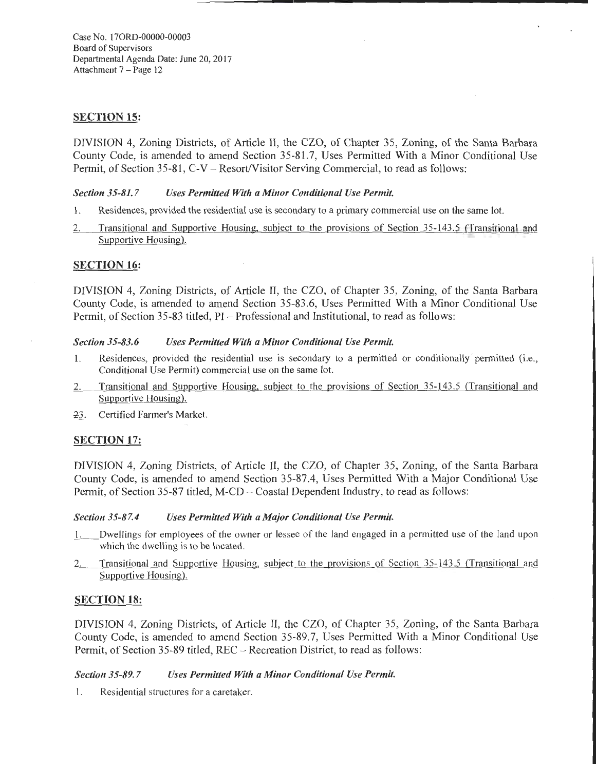Case No. 17ORD-00000-00003
Board of Supervisors
Departmental Agenda Date: June 20, 2017
Attachment 7 – Page 12

## SECTION 15:

DIVISION 4, Zoning Districts, of Article II, the CZO, of Chapter 35, Zoning, of the Santa Barbara County Code, is amended to amend Section 35-81.7, Uses Permitted With a Minor Conditional Use Permit, of Section 35-81, C-V – Resort/Visitor Serving Commercial, to read as follows:

***Section 35-81.7 Uses Permitted With a Minor Conditional Use Permit.***

1. Residences, provided the residential use is secondary to a primary commercial use on the same lot.
2. Transitional and Supportive Housing, subject to the provisions of Section 35-143.5 (Transitional and Supportive Housing).

## SECTION 16:

DIVISION 4, Zoning Districts, of Article II, the CZO, of Chapter 35, Zoning, of the Santa Barbara County Code, is amended to amend Section 35-83.6, Uses Permitted With a Minor Conditional Use Permit, of Section 35-83 titled, PI – Professional and Institutional, to read as follows:

***Section 35-83.6 Uses Permitted With a Minor Conditional Use Permit.***

1. Residences, provided the residential use is secondary to a permitted or conditionally permitted (i.e., Conditional Use Permit) commercial use on the same lot.
2. Transitional and Supportive Housing, subject to the provisions of Section 35-143.5 (Transitional and Supportive Housing).
3. Certified Farmer's Market.

## SECTION 17:

DIVISION 4, Zoning Districts, of Article II, the CZO, of Chapter 35, Zoning, of the Santa Barbara County Code, is amended to amend Section 35-87.4, Uses Permitted With a Major Conditional Use Permit, of Section 35-87 titled, M-CD – Coastal Dependent Industry, to read as follows:

***Section 35-87.4 Uses Permitted With a Major Conditional Use Permit.***

1. Dwellings for employees of the owner or lessee of the land engaged in a permitted use of the land upon which the dwelling is to be located.
2. Transitional and Supportive Housing, subject to the provisions of Section 35-143.5 (Transitional and Supportive Housing).

## SECTION 18:

DIVISION 4, Zoning Districts, of Article II, the CZO, of Chapter 35, Zoning, of the Santa Barbara County Code, is amended to amend Section 35-89.7, Uses Permitted With a Minor Conditional Use Permit, of Section 35-89 titled, REC – Recreation District, to read as follows:

***Section 35-89.7 Uses Permitted With a Minor Conditional Use Permit.***

1. Residential structures for a caretaker.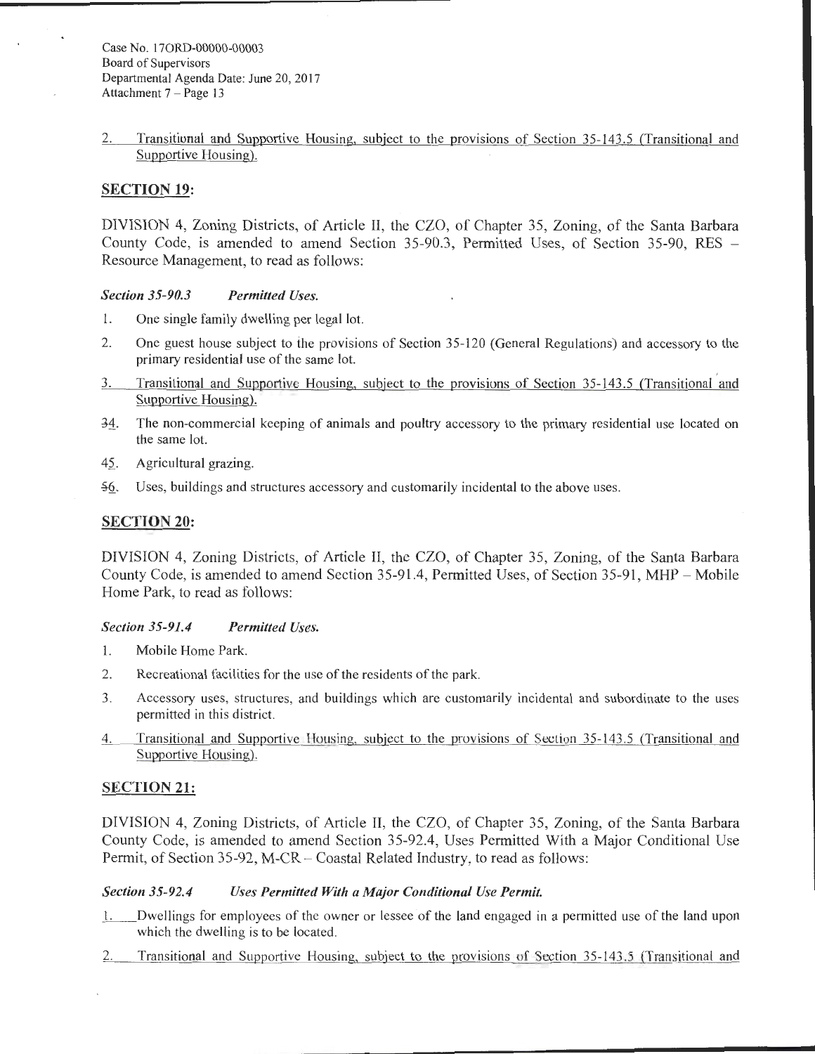2. Transitional and Supportive Housing, subject to the provisions of Section 35-143.5 (Transitional and Supportive Housing).

## SECTION 19:

DIVISION 4, Zoning Districts, of Article II, the CZO, of Chapter 35, Zoning, of the Santa Barbara County Code, is amended to amend Section 35-90.3, Permitted Uses, of Section 35-90, RES – Resource Management, to read as follows:

***Section 35-90.3 Permitted Uses.***

1. One single family dwelling per legal lot.
2. One guest house subject to the provisions of Section 35-120 (General Regulations) and accessory to the primary residential use of the same lot.
3. Transitional and Supportive Housing, subject to the provisions of Section 35-143.5 (Transitional and Supportive Housing).
34. The non-commercial keeping of animals and poultry accessory to the primary residential use located on the same lot.
45. Agricultural grazing.
56. Uses, buildings and structures accessory and customarily incidental to the above uses.

## SECTION 20:

DIVISION 4, Zoning Districts, of Article II, the CZO, of Chapter 35, Zoning, of the Santa Barbara County Code, is amended to amend Section 35-91.4, Permitted Uses, of Section 35-91, MHP – Mobile Home Park, to read as follows:

***Section 35-91.4 Permitted Uses.***

1. Mobile Home Park.
2. Recreational facilities for the use of the residents of the park.
3. Accessory uses, structures, and buildings which are customarily incidental and subordinate to the uses permitted in this district.
4. Transitional and Supportive Housing, subject to the provisions of Section 35-143.5 (Transitional and Supportive Housing).

## SECTION 21:

DIVISION 4, Zoning Districts, of Article II, the CZO, of Chapter 35, Zoning, of the Santa Barbara County Code, is amended to amend Section 35-92.4, Uses Permitted With a Major Conditional Use Permit, of Section 35-92, M-CR – Coastal Related Industry, to read as follows:

***Section 35-92.4 Uses Permitted With a Major Conditional Use Permit.***

1. Dwellings for employees of the owner or lessee of the land engaged in a permitted use of the land upon which the dwelling is to be located.
2. Transitional and Supportive Housing, subject to the provisions of Section 35-143.5 (Transitional and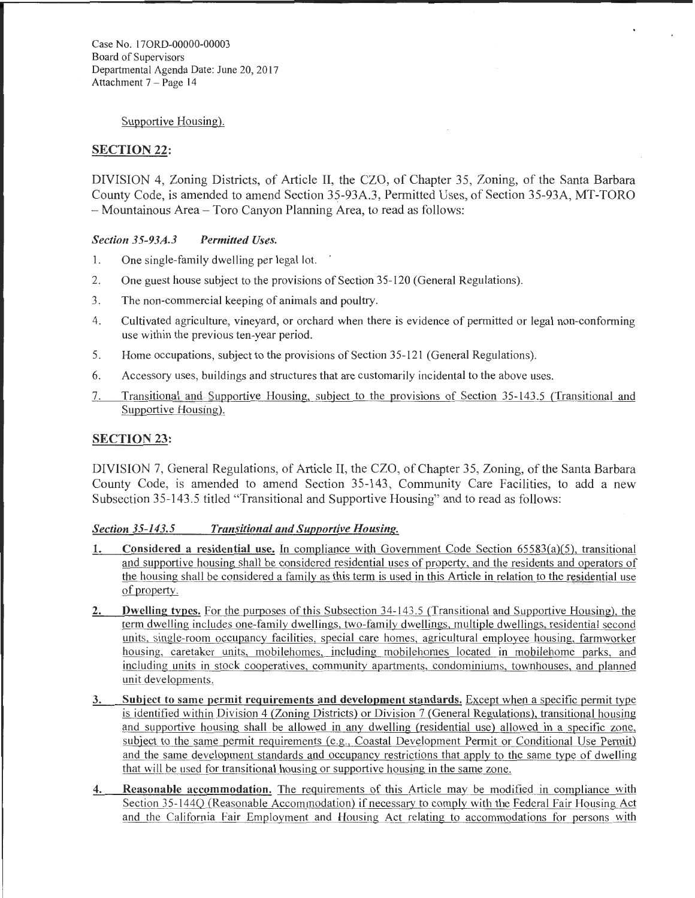Supportive Housing).

## SECTION 22:

DIVISION 4, Zoning Districts, of Article II, the CZO, of Chapter 35, Zoning, of the Santa Barbara County Code, is amended to amend Section 35-93A.3, Permitted Uses, of Section 35-93A, MT-TORO – Mountainous Area – Toro Canyon Planning Area, to read as follows:

***Section 35-93A.3 Permitted Uses.***

1. One single-family dwelling per legal lot.
2. One guest house subject to the provisions of Section 35-120 (General Regulations).
3. The non-commercial keeping of animals and poultry.
4. Cultivated agriculture, vineyard, or orchard when there is evidence of permitted or legal non-conforming use within the previous ten-year period.
5. Home occupations, subject to the provisions of Section 35-121 (General Regulations).
6. Accessory uses, buildings and structures that are customarily incidental to the above uses.
7. Transitional and Supportive Housing, subject to the provisions of Section 35-143.5 (Transitional and Supportive Housing).

## SECTION 23:

DIVISION 7, General Regulations, of Article II, the CZO, of Chapter 35, Zoning, of the Santa Barbara County Code, is amended to amend Section 35-143, Community Care Facilities, to add a new Subsection 35-143.5 titled "Transitional and Supportive Housing" and to read as follows:

***Section 35-143.5 Transitional and Supportive Housing.***

1. **Considered a residential use.** In compliance with Government Code Section 65583(a)(5), transitional and supportive housing shall be considered residential uses of property, and the residents and operators of the housing shall be considered a family as this term is used in this Article in relation to the residential use of property.
2. **Dwelling types.** For the purposes of this Subsection 34-143.5 (Transitional and Supportive Housing), the term dwelling includes one-family dwellings, two-family dwellings, multiple dwellings, residential second units, single-room occupancy facilities, special care homes, agricultural employee housing, farmworker housing, caretaker units, mobilehomes, including mobilehomes located in mobilehome parks, and including units in stock cooperatives, community apartments, condominiums, townhouses, and planned unit developments.
3. **Subject to same permit requirements and development standards.** Except when a specific permit type is identified within Division 4 (Zoning Districts) or Division 7 (General Regulations), transitional housing and supportive housing shall be allowed in any dwelling (residential use) allowed in a specific zone, subject to the same permit requirements (e.g., Coastal Development Permit or Conditional Use Permit) and the same development standards and occupancy restrictions that apply to the same type of dwelling that will be used for transitional housing or supportive housing in the same zone.
4. **Reasonable accommodation.** The requirements of this Article may be modified in compliance with Section 35-144Q (Reasonable Accommodation) if necessary to comply with the Federal Fair Housing Act and the California Fair Employment and Housing Act relating to accommodations for persons with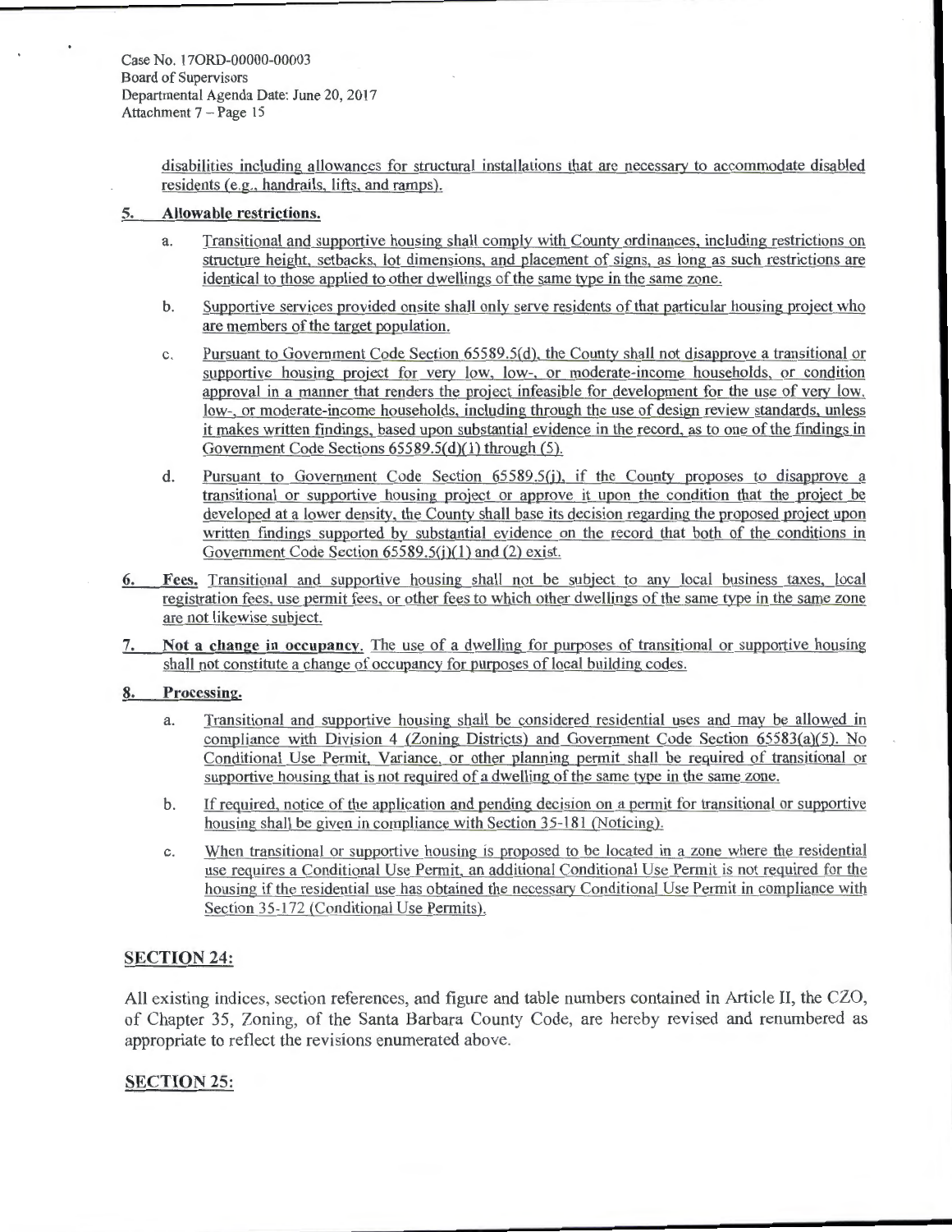disabilities including allowances for structural installations that are necessary to accommodate disabled residents (e.g., handrails, lifts, and ramps).

**5. Allowable restrictions.**

a. Transitional and supportive housing shall comply with County ordinances, including restrictions on structure height, setbacks, lot dimensions, and placement of signs, as long as such restrictions are identical to those applied to other dwellings of the same type in the same zone.

b. Supportive services provided onsite shall only serve residents of that particular housing project who are members of the target population.

c. Pursuant to Government Code Section 65589.5(d), the County shall not disapprove a transitional or supportive housing project for very low, low-, or moderate-income households, or condition approval in a manner that renders the project infeasible for development for the use of very low, low-, or moderate-income households, including through the use of design review standards, unless it makes written findings, based upon substantial evidence in the record, as to one of the findings in Government Code Sections 65589.5(d)(1) through (5).

d. Pursuant to Government Code Section 65589.5(j), if the County proposes to disapprove a transitional or supportive housing project or approve it upon the condition that the project be developed at a lower density, the County shall base its decision regarding the proposed project upon written findings supported by substantial evidence on the record that both of the conditions in Government Code Section 65589.5(j)(1) and (2) exist.

**6. Fees.** Transitional and supportive housing shall not be subject to any local business taxes, local registration fees, use permit fees, or other fees to which other dwellings of the same type in the same zone are not likewise subject.

**7. Not a change in occupancy.** The use of a dwelling for purposes of transitional or supportive housing shall not constitute a change of occupancy for purposes of local building codes.

**8. Processing.**

a. Transitional and supportive housing shall be considered residential uses and may be allowed in compliance with Division 4 (Zoning Districts) and Government Code Section 65583(a)(5). No Conditional Use Permit, Variance, or other planning permit shall be required of transitional or supportive housing that is not required of a dwelling of the same type in the same zone.

b. If required, notice of the application and pending decision on a permit for transitional or supportive housing shall be given in compliance with Section 35-181 (Noticing).

c. When transitional or supportive housing is proposed to be located in a zone where the residential use requires a Conditional Use Permit, an additional Conditional Use Permit is not required for the housing if the residential use has obtained the necessary Conditional Use Permit in compliance with Section 35-172 (Conditional Use Permits).

## SECTION 24:

All existing indices, section references, and figure and table numbers contained in Article II, the CZO, of Chapter 35, Zoning, of the Santa Barbara County Code, are hereby revised and renumbered as appropriate to reflect the revisions enumerated above.

## SECTION 25: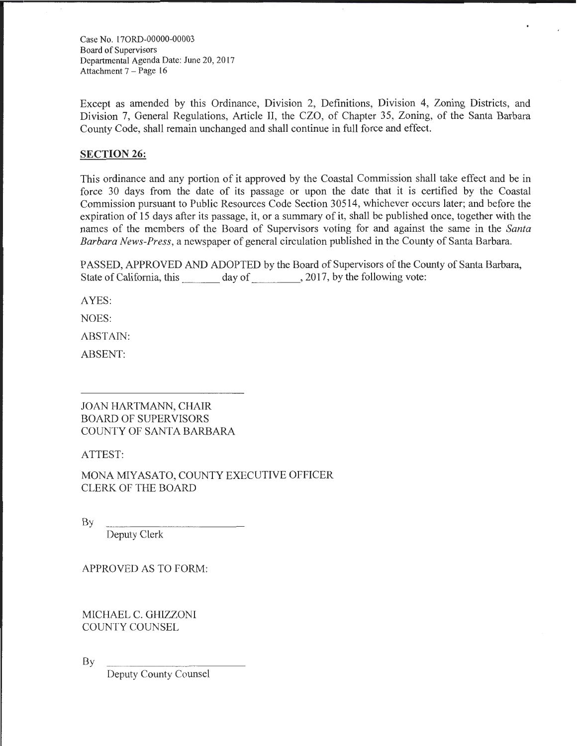Except as amended by this Ordinance, Division 2, Definitions, Division 4, Zoning Districts, and Division 7, General Regulations, Article II, the CZO, of Chapter 35, Zoning, of the Santa Barbara County Code, shall remain unchanged and shall continue in full force and effect.

## SECTION 26:

This ordinance and any portion of it approved by the Coastal Commission shall take effect and be in force 30 days from the date of its passage or upon the date that it is certified by the Coastal Commission pursuant to Public Resources Code Section 30514, whichever occurs later; and before the expiration of 15 days after its passage, it, or a summary of it, shall be published once, together with the names of the members of the Board of Supervisors voting for and against the same in the *Santa Barbara News-Press*, a newspaper of general circulation published in the County of Santa Barbara.

PASSED, APPROVED AND ADOPTED by the Board of Supervisors of the County of Santa Barbara, State of California, this \_\_\_\_\_\_\_ day of \_\_\_\_\_\_\_\_\_, 2017, by the following vote:

AYES:

NOES:

ABSTAIN:

ABSENT:

\_\_\_\_\_\_\_\_\_\_\_\_\_\_\_\_\_\_\_\_\_\_\_\_\_\_\_\_\_\_\_\_

JOAN HARTMANN, CHAIR
BOARD OF SUPERVISORS
COUNTY OF SANTA BARBARA

ATTEST:

MONA MIYASATO, COUNTY EXECUTIVE OFFICER
CLERK OF THE BOARD

By \_\_\_\_\_\_\_\_\_\_\_\_\_\_\_\_\_\_\_\_\_\_\_\_\_\_\_\_
Deputy Clerk

APPROVED AS TO FORM:

MICHAEL C. GHIZZONI
COUNTY COUNSEL

By \_\_\_\_\_\_\_\_\_\_\_\_\_\_\_\_\_\_\_\_\_\_\_\_\_\_\_\_
Deputy County Counsel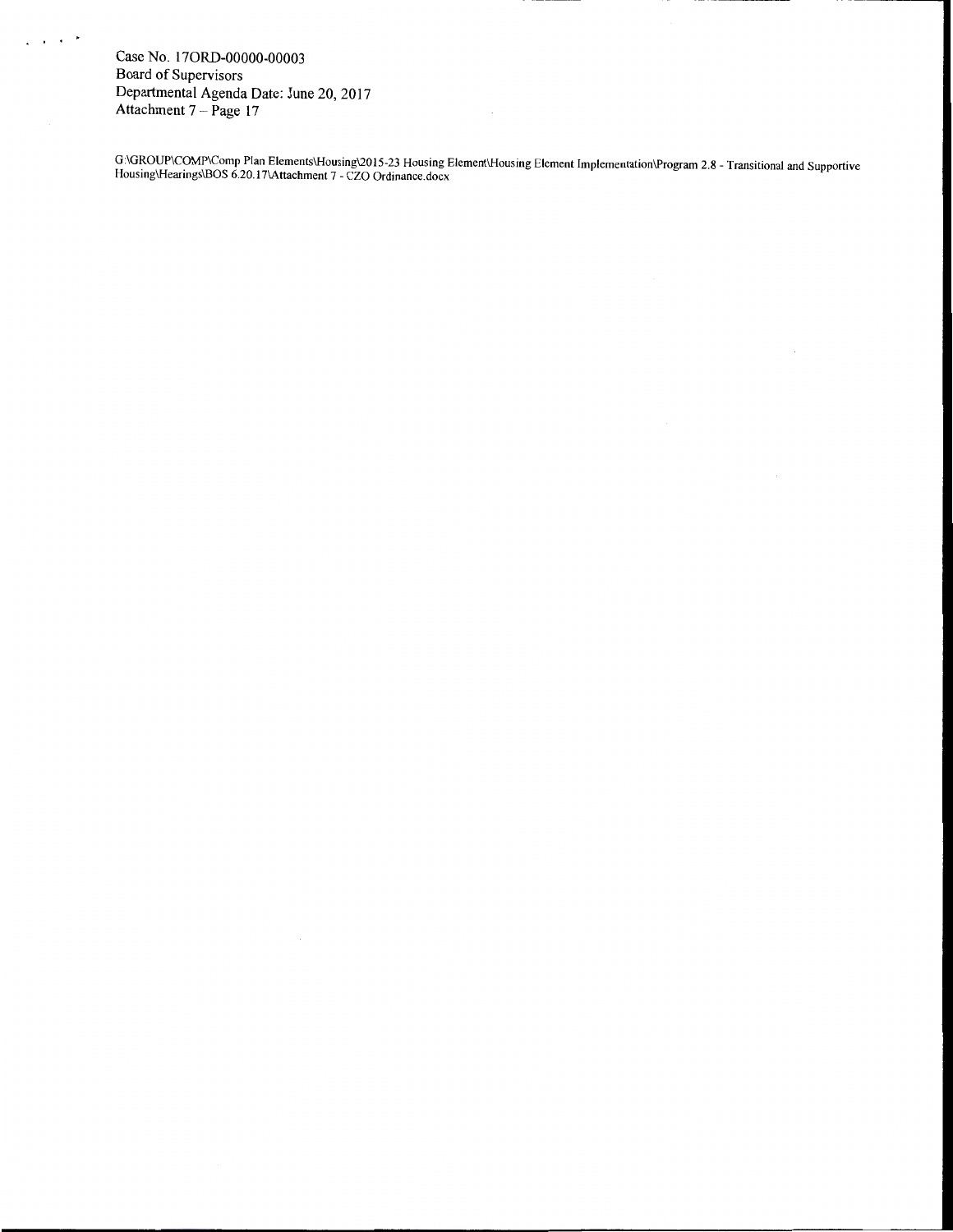G:\GROUP\COMP\Comp Plan Elements\Housing\2015-23 Housing Element\Housing Element Implementation\Program 2.8 - Transitional and Supportive Housing\Hearings\BOS 6.20.17\Attachment 7 - CZO Ordinance.docx